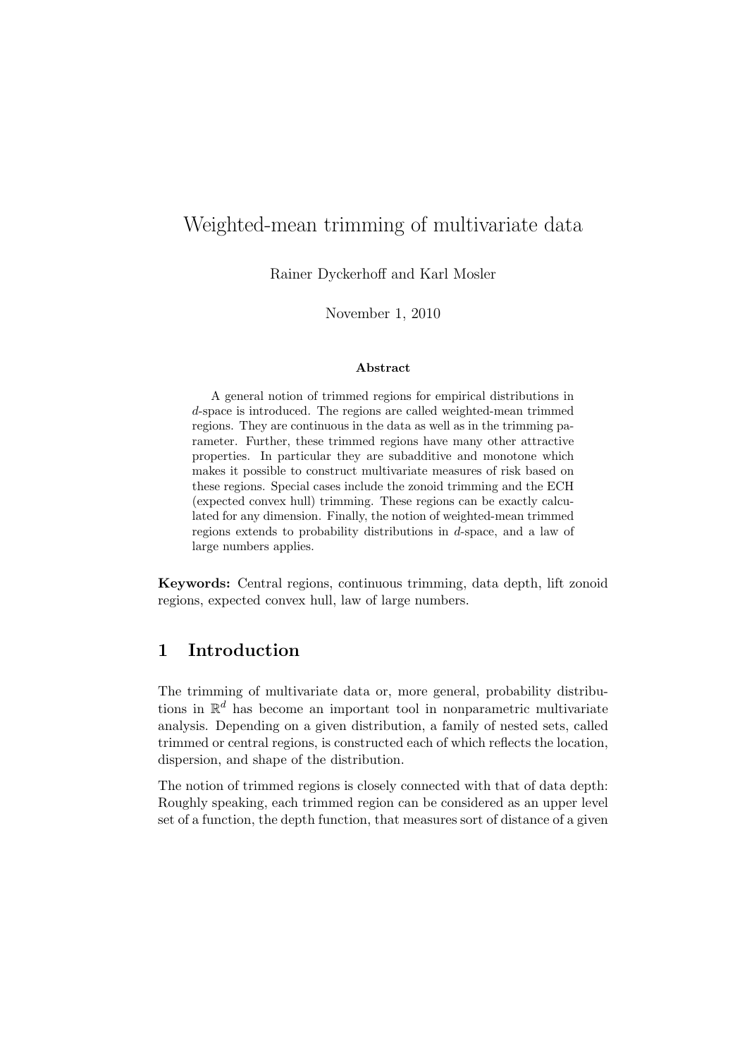# Weighted-mean trimming of multivariate data

Rainer Dyckerhoff and Karl Mosler

November 1, 2010

**Abstract**

A general notion of trimmed regions for empirical distributions in $d$-space is introduced. The regions are called weighted-mean trimmed regions. They are continuous in the data as well as in the trimming parameter. Further, these trimmed regions have many other attractive properties. In particular they are subadditive and monotone which makes it possible to construct multivariate measures of risk based on these regions. Special cases include the zonoid trimming and the ECH (expected convex hull) trimming. These regions can be exactly calculated for any dimension. Finally, the notion of weighted-mean trimmed regions extends to probability distributions in $d$-space, and a law of large numbers applies.

**Keywords:** Central regions, continuous trimming, data depth, lift zonoid regions, expected convex hull, law of large numbers.

## 1 Introduction

The trimming of multivariate data or, more general, probability distributions in $\mathbb{R}^d$ has become an important tool in nonparametric multivariate analysis. Depending on a given distribution, a family of nested sets, called trimmed or central regions, is constructed each of which reflects the location, dispersion, and shape of the distribution.

The notion of trimmed regions is closely connected with that of data depth: Roughly speaking, each trimmed region can be considered as an upper level set of a function, the depth function, that measures sort of distance of a given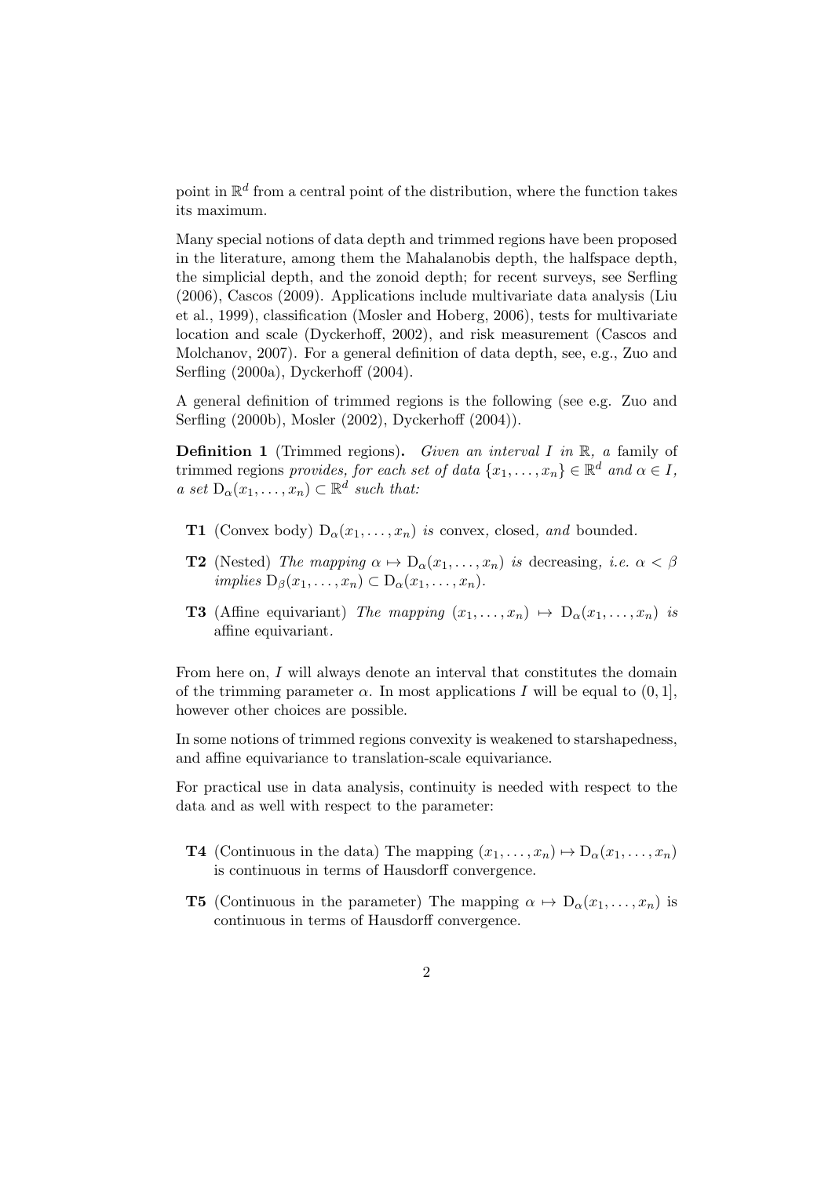point in $\mathbb{R}^d$ from a central point of the distribution, where the function takes its maximum.

Many special notions of data depth and trimmed regions have been proposed in the literature, among them the Mahalanobis depth, the halfspace depth, the simplicial depth, and the zonoid depth; for recent surveys, see Serfling (2006), Cascos (2009). Applications include multivariate data analysis (Liu et al., 1999), classification (Mosler and Hoberg, 2006), tests for multivariate location and scale (Dyckerhoff, 2002), and risk measurement (Cascos and Molchanov, 2007). For a general definition of data depth, see, e.g., Zuo and Serfling (2000a), Dyckerhoff (2004).

A general definition of trimmed regions is the following (see e.g. Zuo and Serfling (2000b), Mosler (2002), Dyckerhoff (2004)).

**Definition 1** (Trimmed regions)**.** *Given an interval $I$ in $\mathbb{R}$, a family of* trimmed regions *provides, for each set of data $\{x_1, \dots, x_n\} \in \mathbb{R}^d$ and $\alpha \in I$, a set $\mathrm{D}_\alpha(x_1, \dots, x_n) \subset \mathbb{R}^d$ such that:*

- **T1** (Convex body) $\mathrm{D}_\alpha(x_1, \dots, x_n)$ *is* convex, closed*, and* bounded.
- **T2** (Nested) *The mapping $\alpha \mapsto \mathrm{D}_\alpha(x_1, \dots, x_n)$ is* decreasing*, i.e. $\alpha < \beta$ implies $\mathrm{D}_\beta(x_1, \dots, x_n) \subset \mathrm{D}_\alpha(x_1, \dots, x_n)$.*
- **T3** (Affine equivariant) *The mapping $(x_1, \dots, x_n) \mapsto \mathrm{D}_\alpha(x_1, \dots, x_n)$ is* affine equivariant*.*

From here on, $I$ will always denote an interval that constitutes the domain of the trimming parameter $\alpha$. In most applications $I$ will be equal to $(0, 1]$, however other choices are possible.

In some notions of trimmed regions convexity is weakened to starshapedness, and affine equivariance to translation-scale equivariance.

For practical use in data analysis, continuity is needed with respect to the data and as well with respect to the parameter:

- **T4** (Continuous in the data) The mapping $(x_1, \dots, x_n) \mapsto \mathrm{D}_\alpha(x_1, \dots, x_n)$ is continuous in terms of Hausdorff convergence.
- **T5** (Continuous in the parameter) The mapping $\alpha \mapsto \mathrm{D}_\alpha(x_1, \dots, x_n)$ is continuous in terms of Hausdorff convergence.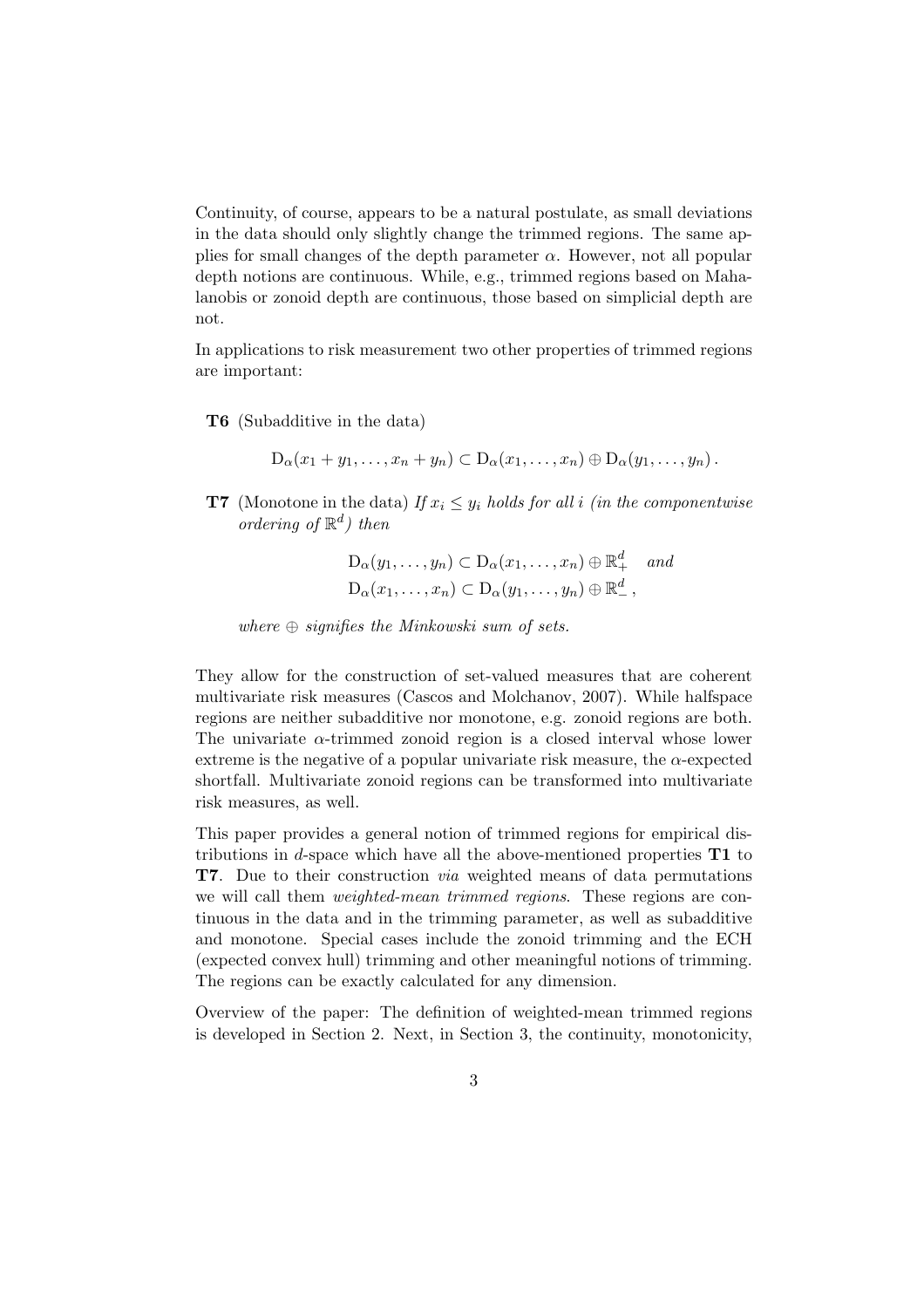Continuity, of course, appears to be a natural postulate, as small deviations in the data should only slightly change the trimmed regions. The same applies for small changes of the depth parameter $\alpha$. However, not all popular depth notions are continuous. While, e.g., trimmed regions based on Mahalanobis or zonoid depth are continuous, those based on simplicial depth are not.

In applications to risk measurement two other properties of trimmed regions are important:

**T6** (Subadditive in the data)

$$\mathrm{D}_\alpha(x_1 + y_1, \ldots, x_n + y_n) \subset \mathrm{D}_\alpha(x_1, \ldots, x_n) \oplus \mathrm{D}_\alpha(y_1, \ldots, y_n)\,.$$

**T7** (Monotone in the data) *If $x_i \leq y_i$ holds for all $i$ (in the componentwise ordering of $\mathbb{R}^d$) then*

$$\mathrm{D}_\alpha(y_1, \ldots, y_n) \subset \mathrm{D}_\alpha(x_1, \ldots, x_n) \oplus \mathbb{R}^d_+ \quad \textit{and}$$
$$\mathrm{D}_\alpha(x_1, \ldots, x_n) \subset \mathrm{D}_\alpha(y_1, \ldots, y_n) \oplus \mathbb{R}^d_-\,,$$

*where $\oplus$ signifies the Minkowski sum of sets.*

They allow for the construction of set-valued measures that are coherent multivariate risk measures (Cascos and Molchanov, 2007). While halfspace regions are neither subadditive nor monotone, e.g. zonoid regions are both. The univariate $\alpha$-trimmed zonoid region is a closed interval whose lower extreme is the negative of a popular univariate risk measure, the $\alpha$-expected shortfall. Multivariate zonoid regions can be transformed into multivariate risk measures, as well.

This paper provides a general notion of trimmed regions for empirical distributions in $d$-space which have all the above-mentioned properties **T1** to **T7**. Due to their construction *via* weighted means of data permutations we will call them *weighted-mean trimmed regions*. These regions are continuous in the data and in the trimming parameter, as well as subadditive and monotone. Special cases include the zonoid trimming and the ECH (expected convex hull) trimming and other meaningful notions of trimming. The regions can be exactly calculated for any dimension.

Overview of the paper: The definition of weighted-mean trimmed regions is developed in Section 2. Next, in Section 3, the continuity, monotonicity,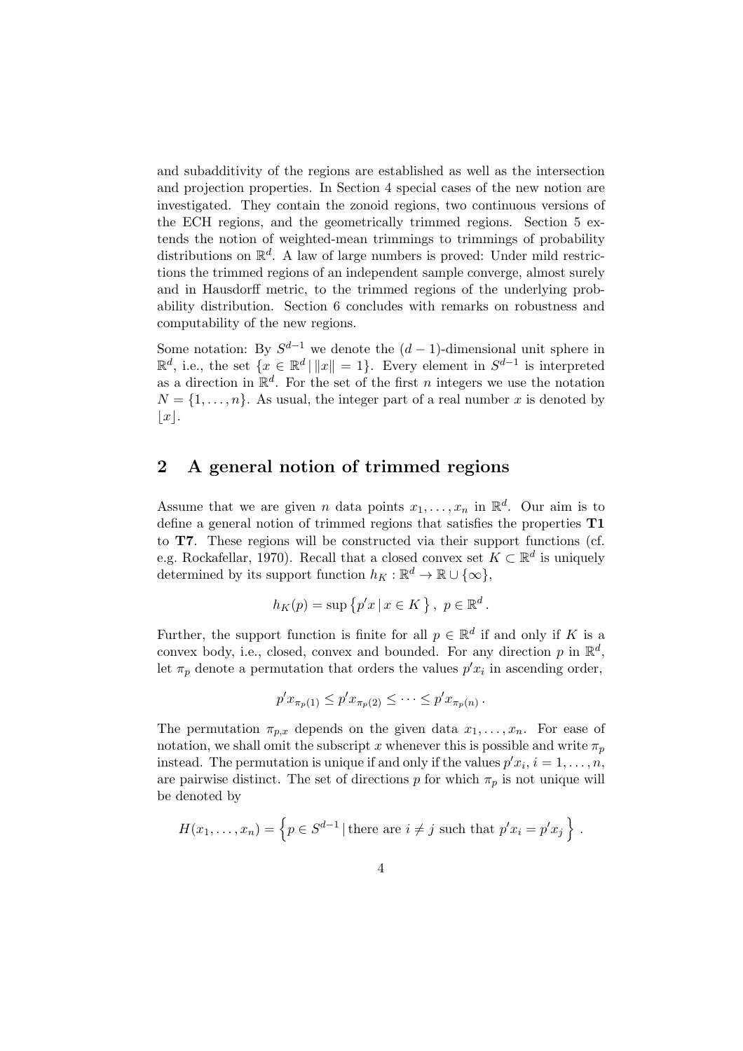and subadditivity of the regions are established as well as the intersection and projection properties. In Section 4 special cases of the new notion are investigated. They contain the zonoid regions, two continuous versions of the ECH regions, and the geometrically trimmed regions. Section 5 extends the notion of weighted-mean trimmings to trimmings of probability distributions on $\mathbb{R}^d$. A law of large numbers is proved: Under mild restrictions the trimmed regions of an independent sample converge, almost surely and in Hausdorff metric, to the trimmed regions of the underlying probability distribution. Section 6 concludes with remarks on robustness and computability of the new regions.

Some notation: By $S^{d-1}$ we denote the $(d-1)$-dimensional unit sphere in $\mathbb{R}^d$, i.e., the set $\{x \in \mathbb{R}^d \,|\, \|x\| = 1\}$. Every element in $S^{d-1}$ is interpreted as a direction in $\mathbb{R}^d$. For the set of the first $n$ integers we use the notation $N = \{1, \ldots, n\}$. As usual, the integer part of a real number $x$ is denoted by $\lfloor x \rfloor$.

## 2 A general notion of trimmed regions

Assume that we are given $n$ data points $x_1, \ldots, x_n$ in $\mathbb{R}^d$. Our aim is to define a general notion of trimmed regions that satisfies the properties **T1** to **T7**. These regions will be constructed via their support functions (cf. e.g. Rockafellar, 1970). Recall that a closed convex set $K \subset \mathbb{R}^d$ is uniquely determined by its support function $h_K : \mathbb{R}^d \to \mathbb{R} \cup \{\infty\}$,

$$h_K(p) = \sup \left\{ p'x \,|\, x \in K \right\}, \; p \in \mathbb{R}^d .$$

Further, the support function is finite for all $p \in \mathbb{R}^d$ if and only if $K$ is a convex body, i.e., closed, convex and bounded. For any direction $p$ in $\mathbb{R}^d$, let $\pi_p$ denote a permutation that orders the values $p'x_i$ in ascending order,

$$p'x_{\pi_p(1)} \leq p'x_{\pi_p(2)} \leq \cdots \leq p'x_{\pi_p(n)} .$$

The permutation $\pi_{p,x}$ depends on the given data $x_1, \ldots, x_n$. For ease of notation, we shall omit the subscript $x$ whenever this is possible and write $\pi_p$ instead. The permutation is unique if and only if the values $p'x_i$, $i = 1, \ldots, n$, are pairwise distinct. The set of directions $p$ for which $\pi_p$ is not unique will be denoted by

$$H(x_1, \ldots, x_n) = \left\{ p \in S^{d-1} \,|\, \text{there are } i \neq j \text{ such that } p'x_i = p'x_j \right\} .$$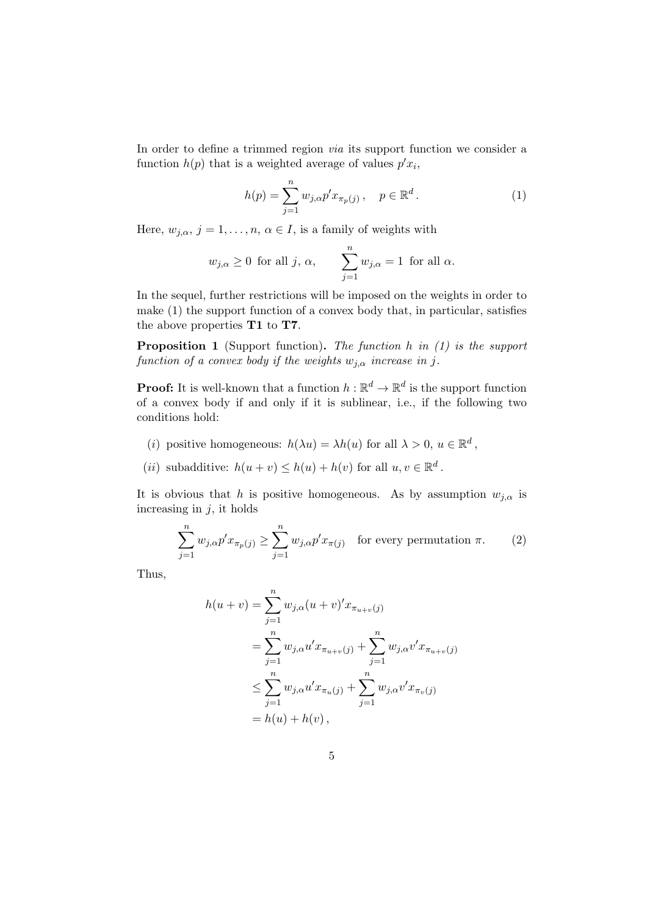In order to define a trimmed region *via* its support function we consider a function $h(p)$ that is a weighted average of values $p'x_i$,

$$h(p) = \sum_{j=1}^{n} w_{j,\alpha} p' x_{\pi_p(j)}\,, \quad p \in \mathbb{R}^d\,. \tag{1}$$

Here, $w_{j,\alpha}$, $j = 1, \ldots, n$, $\alpha \in I$, is a family of weights with

$$w_{j,\alpha} \geq 0 \;\text{ for all } j,\, \alpha, \qquad \sum_{j=1}^{n} w_{j,\alpha} = 1 \;\text{ for all } \alpha.$$

In the sequel, further restrictions will be imposed on the weights in order to make (1) the support function of a convex body that, in particular, satisfies the above properties **T1** to **T7**.

**Proposition 1** (Support function)**.** *The function $h$ in (1) is the support function of a convex body if the weights $w_{j,\alpha}$ increase in $j$.*

**Proof:** It is well-known that a function $h : \mathbb{R}^d \to \mathbb{R}^d$ is the support function of a convex body if and only if it is sublinear, i.e., if the following two conditions hold:

- $(i)$ positive homogeneous: $h(\lambda u) = \lambda h(u)$ for all $\lambda > 0$, $u \in \mathbb{R}^d$,
- $(ii)$ subadditive: $h(u + v) \leq h(u) + h(v)$ for all $u, v \in \mathbb{R}^d$.

It is obvious that $h$ is positive homogeneous. As by assumption $w_{j,\alpha}$ is increasing in $j$, it holds

$$\sum_{j=1}^{n} w_{j,\alpha} p' x_{\pi_p(j)} \geq \sum_{j=1}^{n} w_{j,\alpha} p' x_{\pi(j)} \quad \text{for every permutation } \pi. \tag{2}$$

Thus,

$$\begin{aligned}
h(u+v) &= \sum_{j=1}^{n} w_{j,\alpha} (u+v)' x_{\pi_{u+v}(j)} \\
&= \sum_{j=1}^{n} w_{j,\alpha} u' x_{\pi_{u+v}(j)} + \sum_{j=1}^{n} w_{j,\alpha} v' x_{\pi_{u+v}(j)} \\
&\leq \sum_{j=1}^{n} w_{j,\alpha} u' x_{\pi_u(j)} + \sum_{j=1}^{n} w_{j,\alpha} v' x_{\pi_v(j)} \\
&= h(u) + h(v)\,,
\end{aligned}$$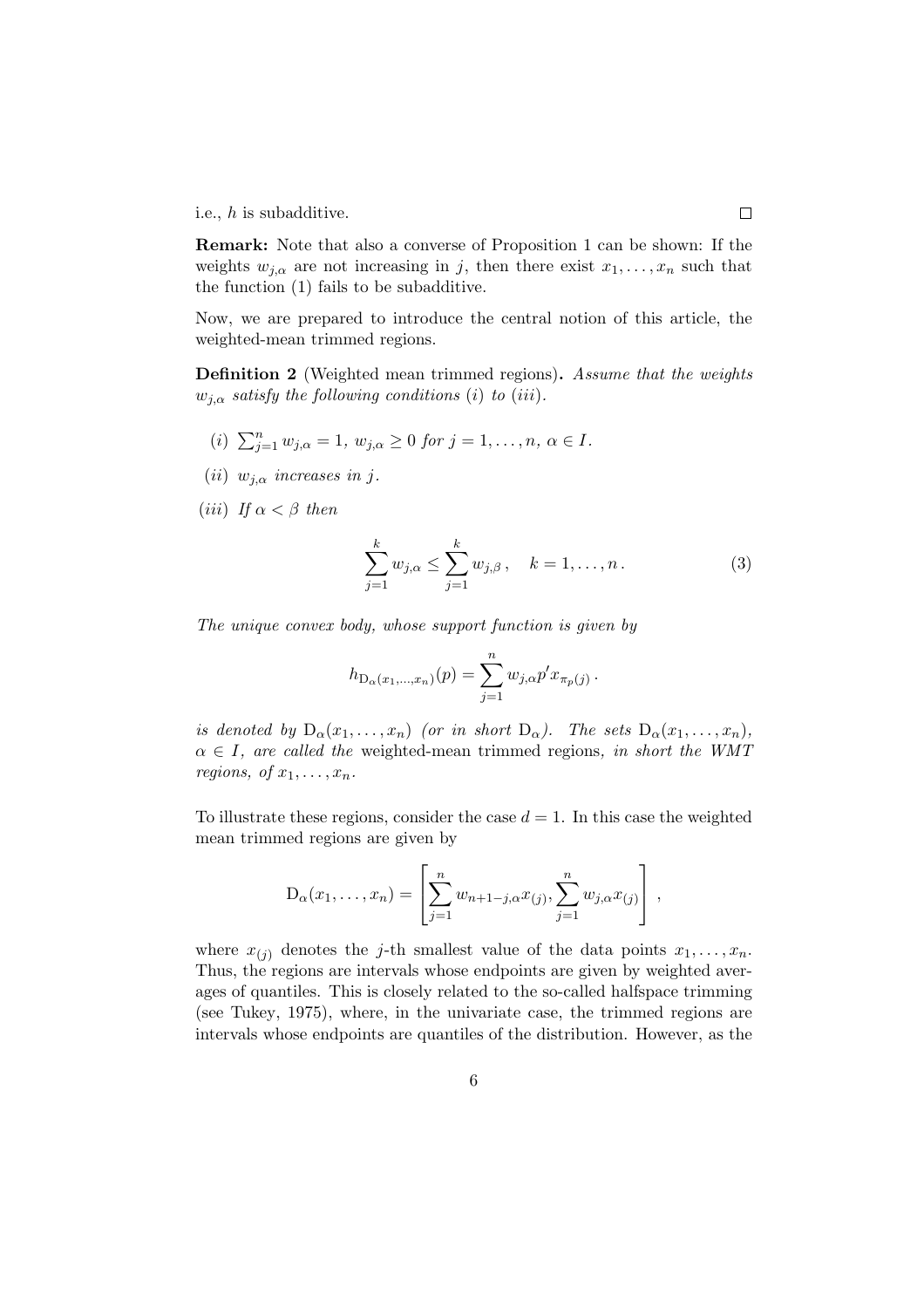i.e., $h$ is subadditive. $\square$

**Remark:** Note that also a converse of Proposition 1 can be shown: If the weights $w_{j,\alpha}$ are not increasing in $j$, then there exist $x_1, \ldots, x_n$ such that the function (1) fails to be subadditive.

Now, we are prepared to introduce the central notion of this article, the weighted-mean trimmed regions.

**Definition 2** (Weighted mean trimmed regions)**.** *Assume that the weights $w_{j,\alpha}$ satisfy the following conditions (i) to (iii).*

- *(i)* $\sum_{j=1}^{n} w_{j,\alpha} = 1$, $w_{j,\alpha} \geq 0$ *for* $j = 1, \ldots, n$, $\alpha \in I$.
- *(ii)* $w_{j,\alpha}$ *increases in* $j$.
- *(iii) If* $\alpha < \beta$ *then*

$$\sum_{j=1}^{k} w_{j,\alpha} \leq \sum_{j=1}^{k} w_{j,\beta}\,, \quad k = 1, \ldots, n\,. \tag{3}$$

*The unique convex body, whose support function is given by*

$$h_{\mathrm{D}_\alpha(x_1,\ldots,x_n)}(p) = \sum_{j=1}^{n} w_{j,\alpha} p' x_{\pi_p(j)}\,.$$

*is denoted by* $\mathrm{D}_\alpha(x_1, \ldots, x_n)$ *(or in short* $\mathrm{D}_\alpha$*). The sets* $\mathrm{D}_\alpha(x_1, \ldots, x_n)$, $\alpha \in I$, *are called the* weighted-mean trimmed regions*, in short the WMT regions, of* $x_1, \ldots, x_n$.

To illustrate these regions, consider the case $d = 1$. In this case the weighted mean trimmed regions are given by

$$\mathrm{D}_\alpha(x_1, \ldots, x_n) = \left[ \sum_{j=1}^{n} w_{n+1-j,\alpha} x_{(j)}, \sum_{j=1}^{n} w_{j,\alpha} x_{(j)} \right]\,,$$

where $x_{(j)}$ denotes the $j$-th smallest value of the data points $x_1, \ldots, x_n$. Thus, the regions are intervals whose endpoints are given by weighted averages of quantiles. This is closely related to the so-called halfspace trimming (see Tukey, 1975), where, in the univariate case, the trimmed regions are intervals whose endpoints are quantiles of the distribution. However, as the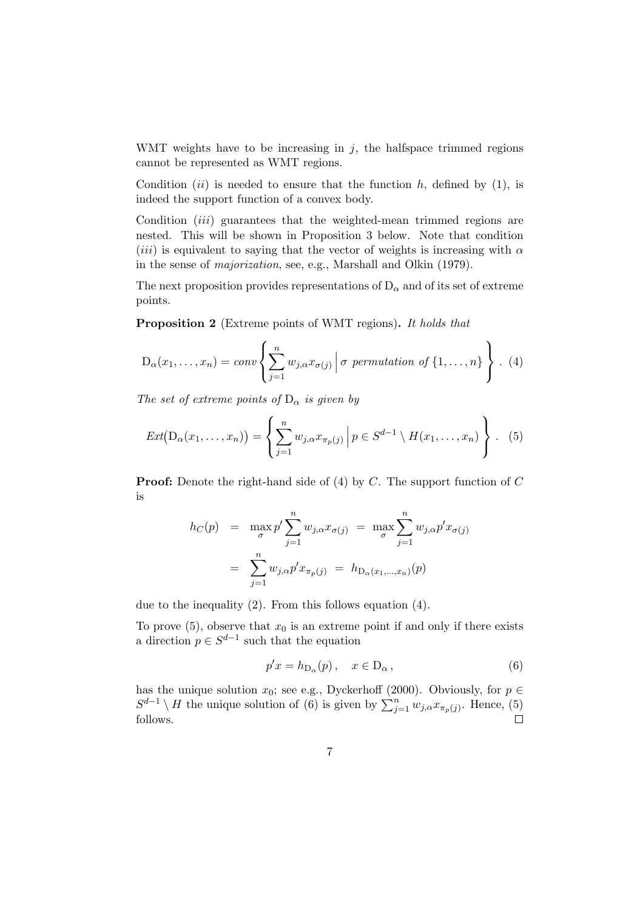WMT weights have to be increasing in $j$, the halfspace trimmed regions cannot be represented as WMT regions.

Condition $(ii)$ is needed to ensure that the function $h$, defined by (1), is indeed the support function of a convex body.

Condition $(iii)$ guarantees that the weighted-mean trimmed regions are nested. This will be shown in Proposition 3 below. Note that condition $(iii)$ is equivalent to saying that the vector of weights is increasing with $\alpha$ in the sense of *majorization*, see, e.g., Marshall and Olkin (1979).

The next proposition provides representations of $\mathrm{D}_\alpha$ and of its set of extreme points.

**Proposition 2** (Extreme points of WMT regions)**.** *It holds that*

$$\mathrm{D}_\alpha(x_1, \ldots, x_n) = conv \left\{ \sum_{j=1}^{n} w_{j,\alpha} x_{\sigma(j)} \,\Big|\, \sigma \text{ permutation of } \{1, \ldots, n\} \right\}. \quad (4)$$

*The set of extreme points of* $\mathrm{D}_\alpha$ *is given by*

$$Ext\big(\mathrm{D}_\alpha(x_1, \ldots, x_n)\big) = \left\{ \sum_{j=1}^{n} w_{j,\alpha} x_{\pi_p(j)} \,\Big|\, p \in S^{d-1} \setminus H(x_1, \ldots, x_n) \right\}. \quad (5)$$

**Proof:** Denote the right-hand side of (4) by $C$. The support function of $C$ is

$$\begin{aligned} h_C(p) &= \max_\sigma p' \sum_{j=1}^{n} w_{j,\alpha} x_{\sigma(j)} \;=\; \max_\sigma \sum_{j=1}^{n} w_{j,\alpha} p' x_{\sigma(j)} \\ &= \sum_{j=1}^{n} w_{j,\alpha} p' x_{\pi_p(j)} \;=\; h_{\mathrm{D}_\alpha(x_1,\ldots,x_n)}(p) \end{aligned}$$

due to the inequality (2). From this follows equation (4).

To prove (5), observe that $x_0$ is an extreme point if and only if there exists a direction $p \in S^{d-1}$ such that the equation

$$p'x = h_{\mathrm{D}_\alpha}(p)\,, \quad x \in \mathrm{D}_\alpha\,, \quad (6)$$

has the unique solution $x_0$; see e.g., Dyckerhoff (2000). Obviously, for $p \in S^{d-1} \setminus H$ the unique solution of (6) is given by $\sum_{j=1}^{n} w_{j,\alpha} x_{\pi_p(j)}$. Hence, (5) follows. □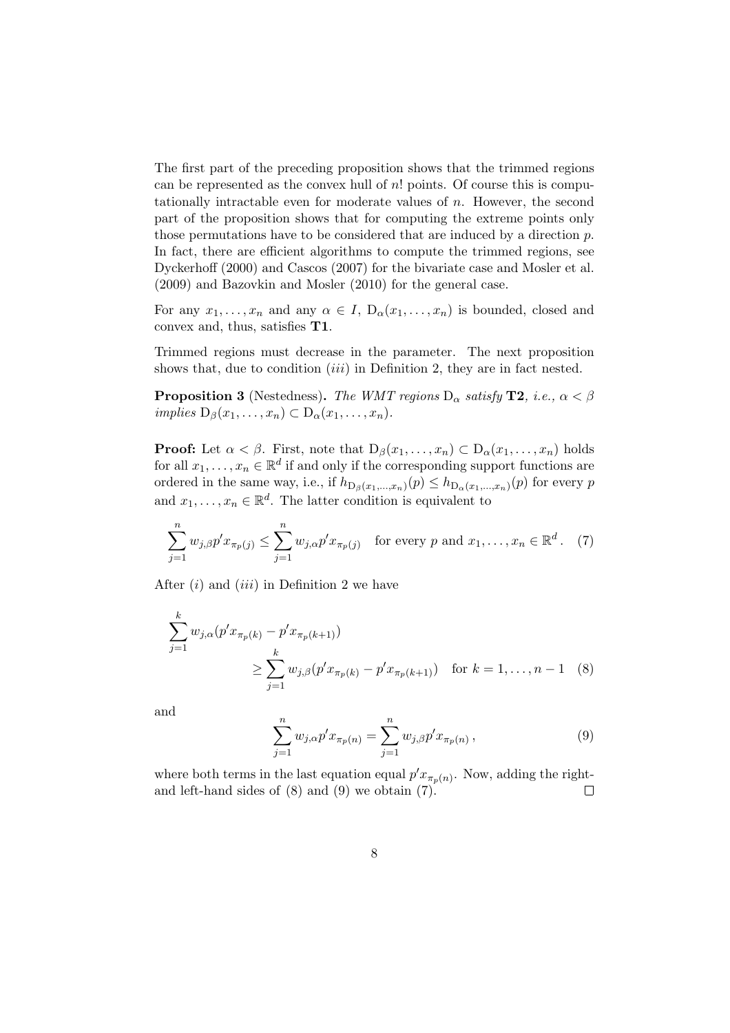The first part of the preceding proposition shows that the trimmed regions can be represented as the convex hull of $n!$ points. Of course this is computationally intractable even for moderate values of $n$. However, the second part of the proposition shows that for computing the extreme points only those permutations have to be considered that are induced by a direction $p$. In fact, there are efficient algorithms to compute the trimmed regions, see Dyckerhoff (2000) and Cascos (2007) for the bivariate case and Mosler et al. (2009) and Bazovkin and Mosler (2010) for the general case.

For any $x_1, \ldots, x_n$ and any $\alpha \in I$, $\mathrm{D}_\alpha(x_1, \ldots, x_n)$ is bounded, closed and convex and, thus, satisfies **T1**.

Trimmed regions must decrease in the parameter. The next proposition shows that, due to condition $(iii)$ in Definition 2, they are in fact nested.

**Proposition 3** (Nestedness)**.** *The WMT regions* $\mathrm{D}_\alpha$ *satisfy* **T2***, i.e.,* $\alpha < \beta$ *implies* $\mathrm{D}_\beta(x_1, \ldots, x_n) \subset \mathrm{D}_\alpha(x_1, \ldots, x_n)$.

**Proof:** Let $\alpha < \beta$. First, note that $\mathrm{D}_\beta(x_1, \ldots, x_n) \subset \mathrm{D}_\alpha(x_1, \ldots, x_n)$ holds for all $x_1, \ldots, x_n \in \mathbb{R}^d$ if and only if the corresponding support functions are ordered in the same way, i.e., if $h_{\mathrm{D}_\beta(x_1,\ldots,x_n)}(p) \le h_{\mathrm{D}_\alpha(x_1,\ldots,x_n)}(p)$ for every $p$ and $x_1, \ldots, x_n \in \mathbb{R}^d$. The latter condition is equivalent to

$$\sum_{j=1}^{n} w_{j,\beta} p' x_{\pi_p(j)} \le \sum_{j=1}^{n} w_{j,\alpha} p' x_{\pi_p(j)} \quad \text{for every } p \text{ and } x_1, \ldots, x_n \in \mathbb{R}^d . \quad (7)$$

After $(i)$ and $(iii)$ in Definition 2 we have

$$\sum_{j=1}^{k} w_{j,\alpha}(p' x_{\pi_p(k)} - p' x_{\pi_p(k+1)}) \ge \sum_{j=1}^{k} w_{j,\beta}(p' x_{\pi_p(k)} - p' x_{\pi_p(k+1)}) \quad \text{for } k = 1, \ldots, n-1 \quad (8)$$

and

$$\sum_{j=1}^{n} w_{j,\alpha} p' x_{\pi_p(n)} = \sum_{j=1}^{n} w_{j,\beta} p' x_{\pi_p(n)} \, , \quad (9)$$

where both terms in the last equation equal $p' x_{\pi_p(n)}$. Now, adding the right- and left-hand sides of (8) and (9) we obtain (7). $\square$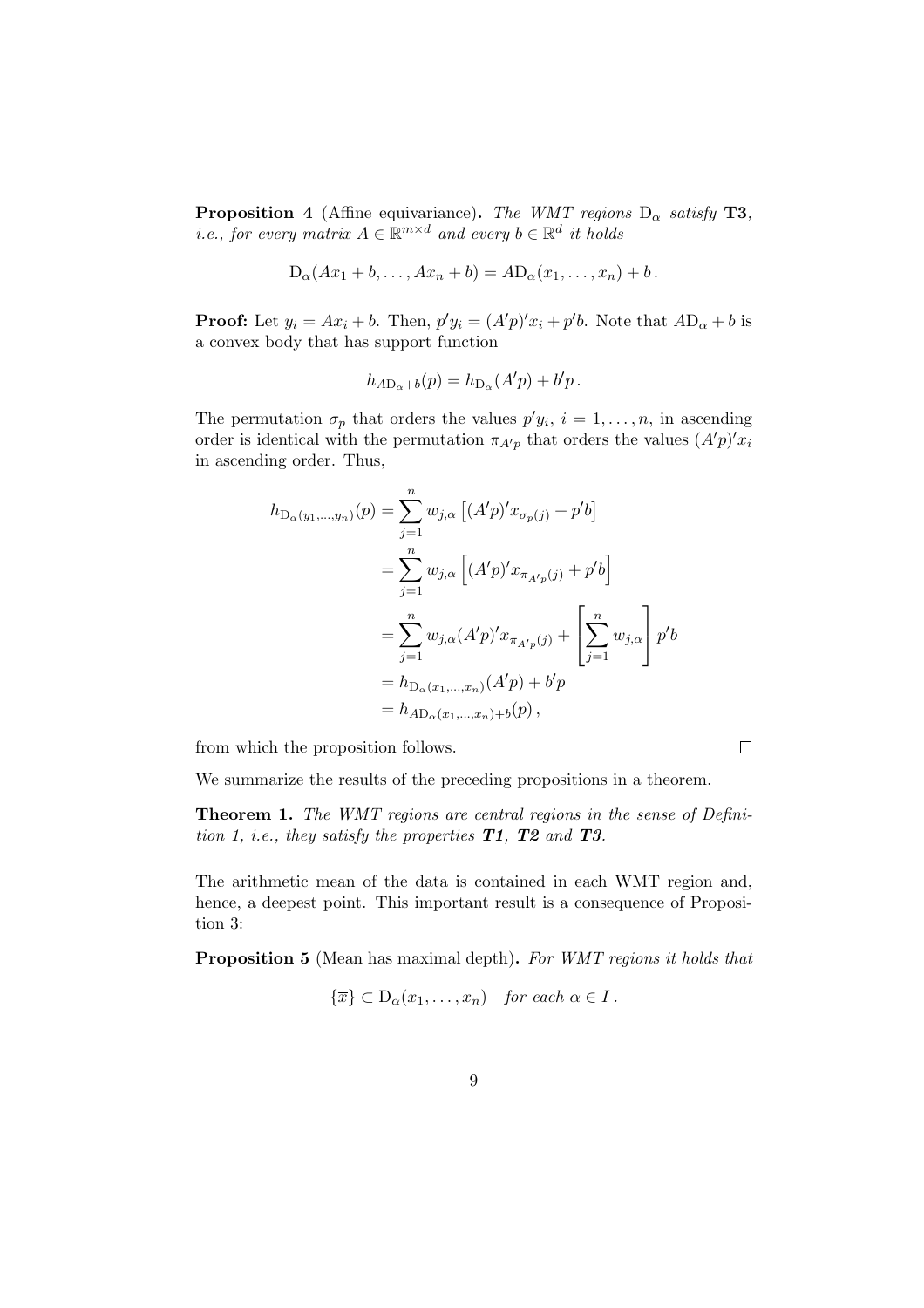**Proposition 4** (Affine equivariance)**.** *The WMT regions* $\mathrm{D}_\alpha$ *satisfy* **T3**, *i.e., for every matrix* $A \in \mathbb{R}^{m\times d}$ *and every* $b \in \mathbb{R}^d$ *it holds*

$$\mathrm{D}_\alpha(Ax_1 + b, \dots, Ax_n + b) = A\mathrm{D}_\alpha(x_1, \dots, x_n) + b\,.$$

**Proof:** Let $y_i = Ax_i + b$. Then, $p'y_i = (A'p)'x_i + p'b$. Note that $A\mathrm{D}_\alpha + b$ is a convex body that has support function

$$h_{A\mathrm{D}_\alpha+b}(p) = h_{\mathrm{D}_\alpha}(A'p) + b'p\,.$$

The permutation $\sigma_p$ that orders the values $p'y_i$, $i = 1, \dots, n$, in ascending order is identical with the permutation $\pi_{A'p}$ that orders the values $(A'p)'x_i$ in ascending order. Thus,

$$\begin{aligned}
h_{\mathrm{D}_\alpha(y_1,\dots,y_n)}(p) &= \sum_{j=1}^{n} w_{j,\alpha}\left[(A'p)'x_{\sigma_p(j)} + p'b\right] \\
&= \sum_{j=1}^{n} w_{j,\alpha}\left[(A'p)'x_{\pi_{A'p}(j)} + p'b\right] \\
&= \sum_{j=1}^{n} w_{j,\alpha}(A'p)'x_{\pi_{A'p}(j)} + \left[\sum_{j=1}^{n} w_{j,\alpha}\right] p'b \\
&= h_{\mathrm{D}_\alpha(x_1,\dots,x_n)}(A'p) + b'p \\
&= h_{A\mathrm{D}_\alpha(x_1,\dots,x_n)+b}(p)\,,
\end{aligned}$$

from which the proposition follows. □

We summarize the results of the preceding propositions in a theorem.

**Theorem 1.** *The WMT regions are central regions in the sense of Definition 1, i.e., they satisfy the properties* ***T1****,* ***T2*** *and* ***T3****.*

The arithmetic mean of the data is contained in each WMT region and, hence, a deepest point. This important result is a consequence of Proposition 3:

**Proposition 5** (Mean has maximal depth)**.** *For WMT regions it holds that*

$$\{\overline{x}\} \subset \mathrm{D}_\alpha(x_1, \dots, x_n) \quad \textit{for each } \alpha \in I\,.$$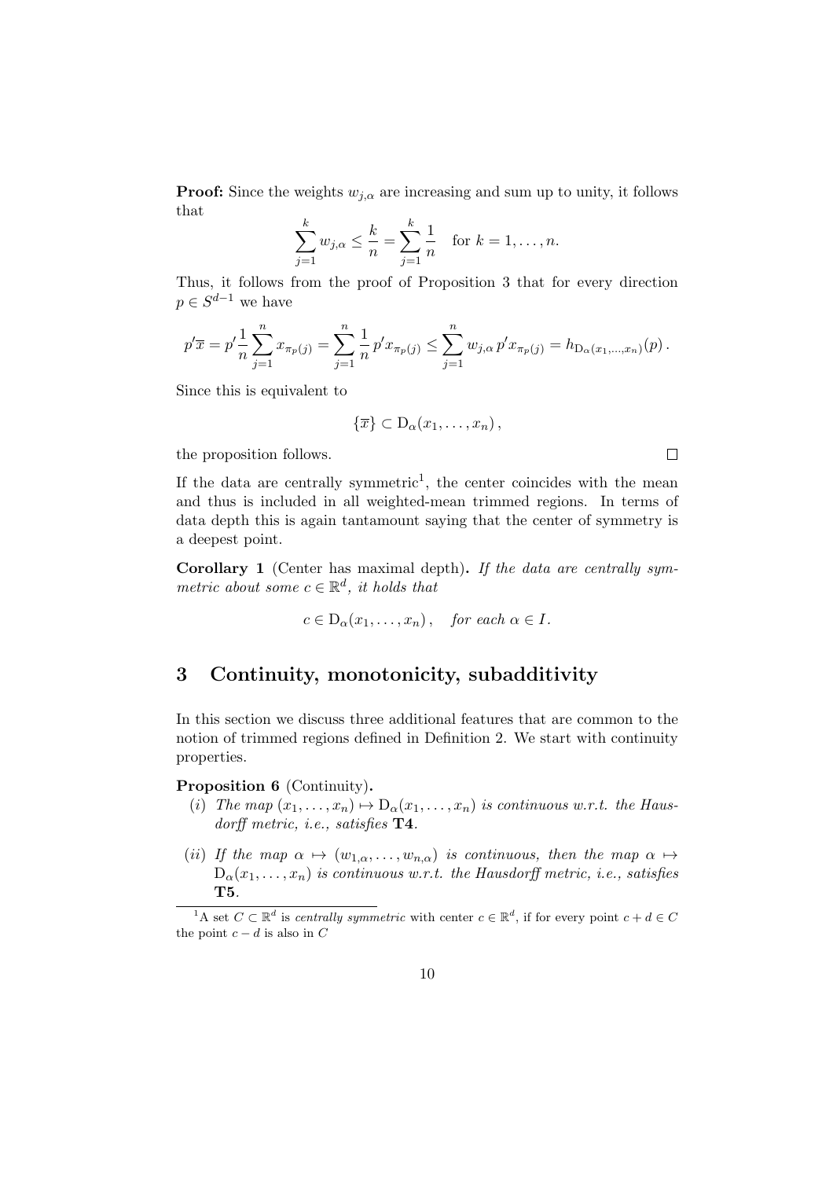**Proof:** Since the weights $w_{j,\alpha}$ are increasing and sum up to unity, it follows that

$$\sum_{j=1}^{k} w_{j,\alpha} \leq \frac{k}{n} = \sum_{j=1}^{k} \frac{1}{n} \quad \text{for } k = 1, \ldots, n.$$

Thus, it follows from the proof of Proposition 3 that for every direction $p \in S^{d-1}$ we have

$$p'\overline{x} = p' \frac{1}{n} \sum_{j=1}^{n} x_{\pi_p(j)} = \sum_{j=1}^{n} \frac{1}{n} \, p' x_{\pi_p(j)} \leq \sum_{j=1}^{n} w_{j,\alpha} \, p' x_{\pi_p(j)} = h_{\mathrm{D}_\alpha(x_1,\ldots,x_n)}(p)\,.$$

Since this is equivalent to

$$\{\overline{x}\} \subset \mathrm{D}_\alpha(x_1, \ldots, x_n)\,,$$

the proposition follows. □

If the data are centrally symmetric[1], the center coincides with the mean and thus is included in all weighted-mean trimmed regions. In terms of data depth this is again tantamount saying that the center of symmetry is a deepest point.

**Corollary 1** (Center has maximal depth)**.** *If the data are centrally symmetric about some $c \in \mathbb{R}^d$, it holds that*

$$c \in \mathrm{D}_\alpha(x_1, \ldots, x_n)\,, \quad \textit{for each } \alpha \in I.$$

## 3 Continuity, monotonicity, subadditivity

In this section we discuss three additional features that are common to the notion of trimmed regions defined in Definition 2. We start with continuity properties.

**Proposition 6** (Continuity)**.**

(*i*) *The map $(x_1, \ldots, x_n) \mapsto \mathrm{D}_\alpha(x_1, \ldots, x_n)$ is continuous w.r.t. the Hausdorff metric, i.e., satisfies* **T4**.

(*ii*) *If the map $\alpha \mapsto (w_{1,\alpha}, \ldots, w_{n,\alpha})$ is continuous, then the map $\alpha \mapsto \mathrm{D}_\alpha(x_1, \ldots, x_n)$ is continuous w.r.t. the Hausdorff metric, i.e., satisfies* **T5**.

[1] A set $C \subset \mathbb{R}^d$ is *centrally symmetric* with center $c \in \mathbb{R}^d$, if for every point $c + d \in C$ the point $c - d$ is also in $C$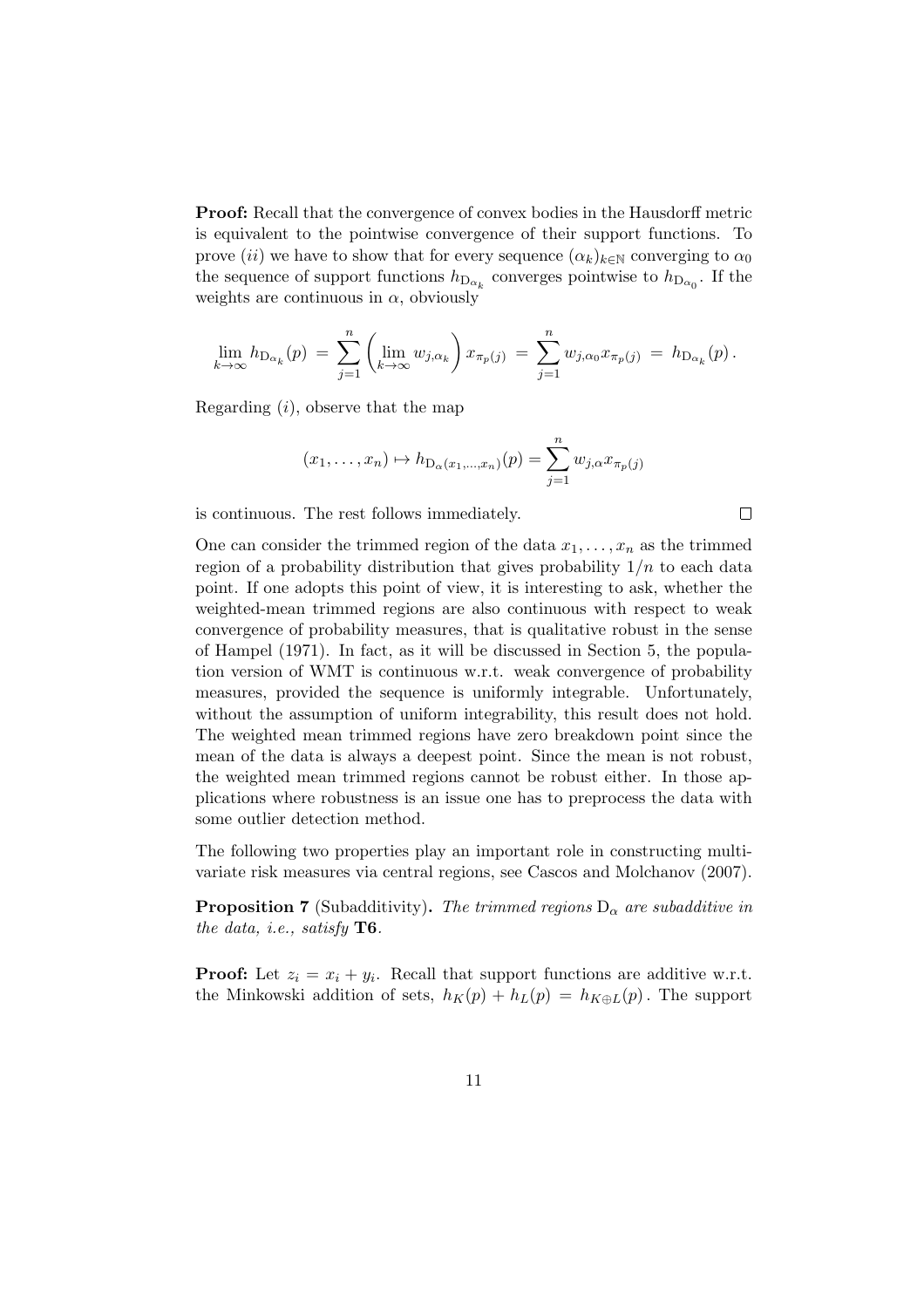**Proof:** Recall that the convergence of convex bodies in the Hausdorff metric is equivalent to the pointwise convergence of their support functions. To prove $(ii)$ we have to show that for every sequence $(\alpha_k)_{k\in\mathbb{N}}$ converging to $\alpha_0$ the sequence of support functions $h_{\mathrm{D}_{\alpha_k}}$ converges pointwise to $h_{\mathrm{D}_{\alpha_0}}$. If the weights are continuous in $\alpha$, obviously

$$\lim_{k\to\infty} h_{\mathrm{D}_{\alpha_k}}(p) \;=\; \sum_{j=1}^{n}\left(\lim_{k\to\infty} w_{j,\alpha_k}\right) x_{\pi_p(j)} \;=\; \sum_{j=1}^{n} w_{j,\alpha_0} x_{\pi_p(j)} \;=\; h_{\mathrm{D}_{\alpha_k}}(p)\,.$$

Regarding $(i)$, observe that the map

$$(x_1,\ldots,x_n) \mapsto h_{\mathrm{D}_\alpha(x_1,\ldots,x_n)}(p) = \sum_{j=1}^{n} w_{j,\alpha} x_{\pi_p(j)}$$

is continuous. The rest follows immediately. $\square$

One can consider the trimmed region of the data $x_1,\ldots,x_n$ as the trimmed region of a probability distribution that gives probability $1/n$ to each data point. If one adopts this point of view, it is interesting to ask, whether the weighted-mean trimmed regions are also continuous with respect to weak convergence of probability measures, that is qualitative robust in the sense of Hampel (1971). In fact, as it will be discussed in Section 5, the population version of WMT is continuous w.r.t. weak convergence of probability measures, provided the sequence is uniformly integrable. Unfortunately, without the assumption of uniform integrability, this result does not hold. The weighted mean trimmed regions have zero breakdown point since the mean of the data is always a deepest point. Since the mean is not robust, the weighted mean trimmed regions cannot be robust either. In those applications where robustness is an issue one has to preprocess the data with some outlier detection method.

The following two properties play an important role in constructing multivariate risk measures via central regions, see Cascos and Molchanov (2007).

**Proposition 7** (Subadditivity)**.** *The trimmed regions* $\mathrm{D}_\alpha$ *are subadditive in the data, i.e., satisfy* **T6**.

**Proof:** Let $z_i = x_i + y_i$. Recall that support functions are additive w.r.t. the Minkowski addition of sets, $h_K(p) + h_L(p) = h_{K\oplus L}(p)$. The support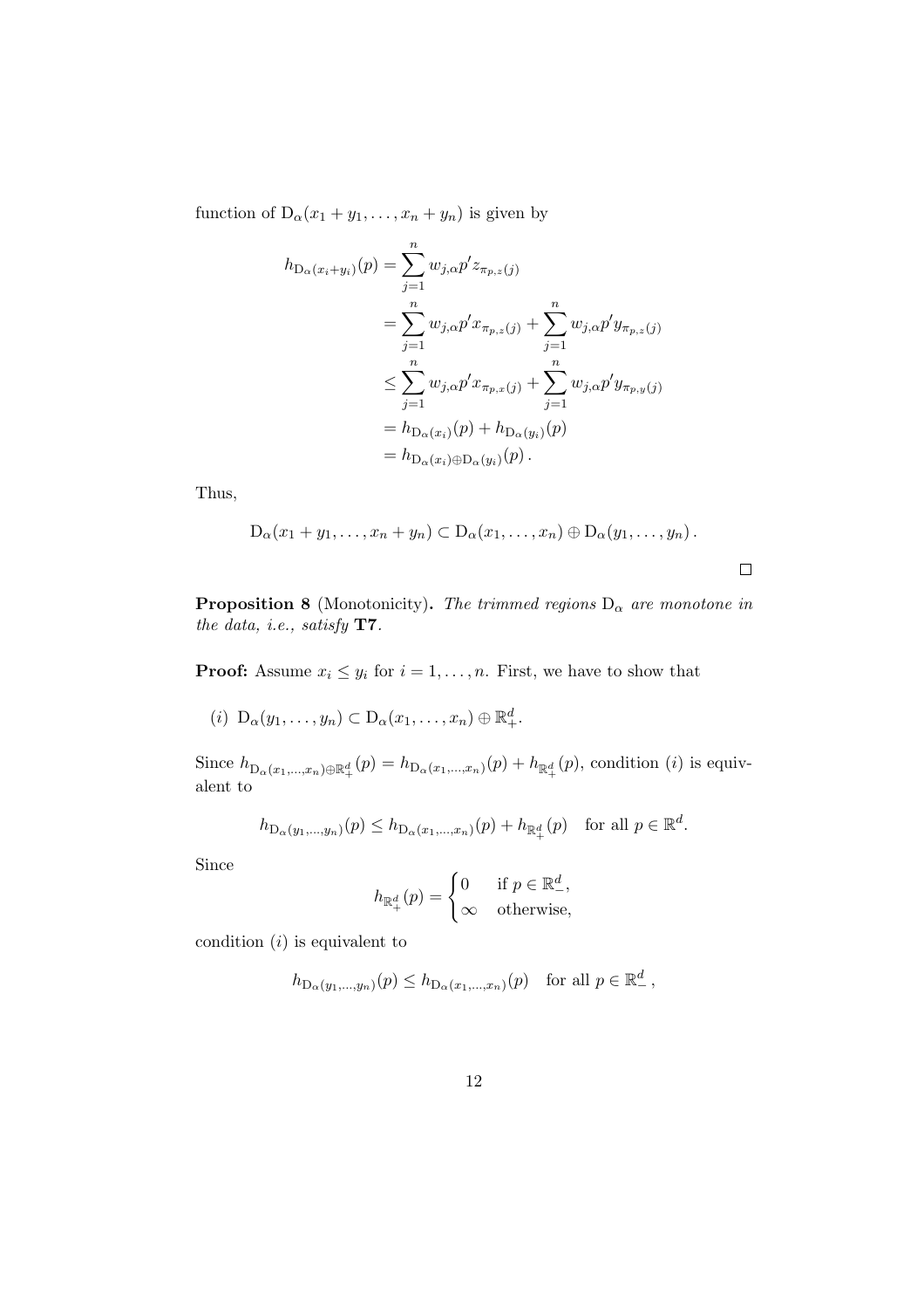function of $\mathrm{D}_\alpha(x_1+y_1,\ldots,x_n+y_n)$ is given by

$$
\begin{aligned}
h_{\mathrm{D}_\alpha(x_i+y_i)}(p) &= \sum_{j=1}^{n} w_{j,\alpha} p' z_{\pi_{p,z}(j)} \\
&= \sum_{j=1}^{n} w_{j,\alpha} p' x_{\pi_{p,z}(j)} + \sum_{j=1}^{n} w_{j,\alpha} p' y_{\pi_{p,z}(j)} \\
&\leq \sum_{j=1}^{n} w_{j,\alpha} p' x_{\pi_{p,x}(j)} + \sum_{j=1}^{n} w_{j,\alpha} p' y_{\pi_{p,y}(j)} \\
&= h_{\mathrm{D}_\alpha(x_i)}(p) + h_{\mathrm{D}_\alpha(y_i)}(p) \\
&= h_{\mathrm{D}_\alpha(x_i)\oplus \mathrm{D}_\alpha(y_i)}(p)\,.
\end{aligned}
$$

Thus,

$$
\mathrm{D}_\alpha(x_1+y_1,\ldots,x_n+y_n) \subset \mathrm{D}_\alpha(x_1,\ldots,x_n) \oplus \mathrm{D}_\alpha(y_1,\ldots,y_n)\,.
$$

□

**Proposition 8** (Monotonicity)**.** *The trimmed regions $\mathrm{D}_\alpha$ are monotone in the data, i.e., satisfy* **T7**.

**Proof:** Assume $x_i \leq y_i$ for $i = 1,\ldots,n$. First, we have to show that

(*i*) $\mathrm{D}_\alpha(y_1,\ldots,y_n) \subset \mathrm{D}_\alpha(x_1,\ldots,x_n) \oplus \mathbb{R}^d_+$.

Since $h_{\mathrm{D}_\alpha(x_1,\ldots,x_n)\oplus\mathbb{R}^d_+}(p) = h_{\mathrm{D}_\alpha(x_1,\ldots,x_n)}(p) + h_{\mathbb{R}^d_+}(p)$, condition $(i)$ is equivalent to

$$
h_{\mathrm{D}_\alpha(y_1,\ldots,y_n)}(p) \leq h_{\mathrm{D}_\alpha(x_1,\ldots,x_n)}(p) + h_{\mathbb{R}^d_+}(p) \quad \text{for all } p \in \mathbb{R}^d.
$$

Since

$$
h_{\mathbb{R}^d_+}(p) = \begin{cases} 0 & \text{if } p \in \mathbb{R}^d_-, \\ \infty & \text{otherwise,} \end{cases}
$$

condition $(i)$ is equivalent to

$$
h_{\mathrm{D}_\alpha(y_1,\ldots,y_n)}(p) \leq h_{\mathrm{D}_\alpha(x_1,\ldots,x_n)}(p) \quad \text{for all } p \in \mathbb{R}^d_-\,,
$$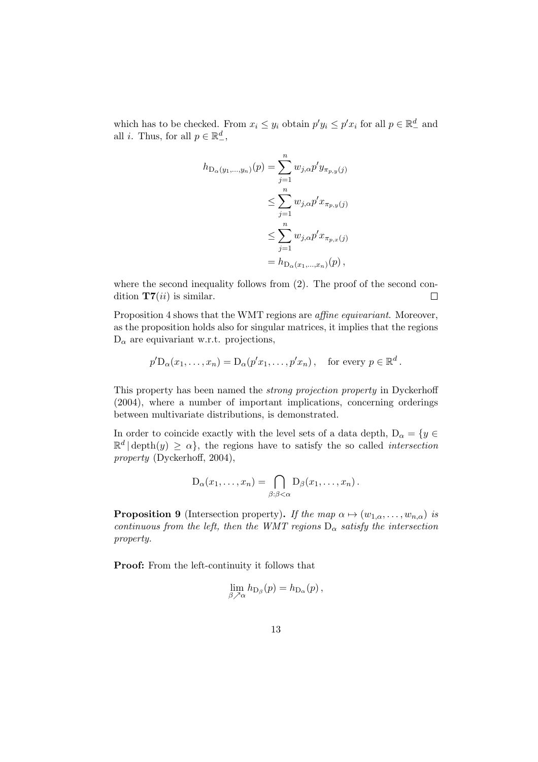which has to be checked. From $x_i \leq y_i$ obtain $p'y_i \leq p'x_i$ for all $p \in \mathbb{R}^d_-$ and all $i$. Thus, for all $p \in \mathbb{R}^d_-$,

$$
\begin{aligned}
h_{\mathrm{D}_\alpha(y_1,\ldots,y_n)}(p) &= \sum_{j=1}^{n} w_{j,\alpha} p' y_{\pi_{p,y}(j)} \\
&\leq \sum_{j=1}^{n} w_{j,\alpha} p' x_{\pi_{p,y}(j)} \\
&\leq \sum_{j=1}^{n} w_{j,\alpha} p' x_{\pi_{p,x}(j)} \\
&= h_{\mathrm{D}_\alpha(x_1,\ldots,x_n)}(p) \,,
\end{aligned}
$$

where the second inequality follows from (2). The proof of the second condition **T7**$(ii)$ is similar. □

Proposition 4 shows that the WMT regions are *affine equivariant*. Moreover, as the proposition holds also for singular matrices, it implies that the regions $\mathrm{D}_\alpha$ are equivariant w.r.t. projections,

$$
p'\mathrm{D}_\alpha(x_1,\ldots,x_n) = \mathrm{D}_\alpha(p'x_1,\ldots,p'x_n) \,, \quad \text{for every } p \in \mathbb{R}^d \,.
$$

This property has been named the *strong projection property* in Dyckerhoff (2004), where a number of important implications, concerning orderings between multivariate distributions, is demonstrated.

In order to coincide exactly with the level sets of a data depth, $\mathrm{D}_\alpha = \{y \in \mathbb{R}^d \,|\, \mathrm{depth}(y) \geq \alpha\}$, the regions have to satisfy the so called *intersection property* (Dyckerhoff, 2004),

$$
\mathrm{D}_\alpha(x_1,\ldots,x_n) = \bigcap_{\beta:\beta<\alpha} \mathrm{D}_\beta(x_1,\ldots,x_n) \,.
$$

**Proposition 9** (Intersection property)**.** *If the map $\alpha \mapsto (w_{1,\alpha},\ldots,w_{n,\alpha})$ is continuous from the left, then the WMT regions $\mathrm{D}_\alpha$ satisfy the intersection property.*

**Proof:** From the left-continuity it follows that

$$
\lim_{\beta \nearrow \alpha} h_{\mathrm{D}_\beta}(p) = h_{\mathrm{D}_\alpha}(p) \,,
$$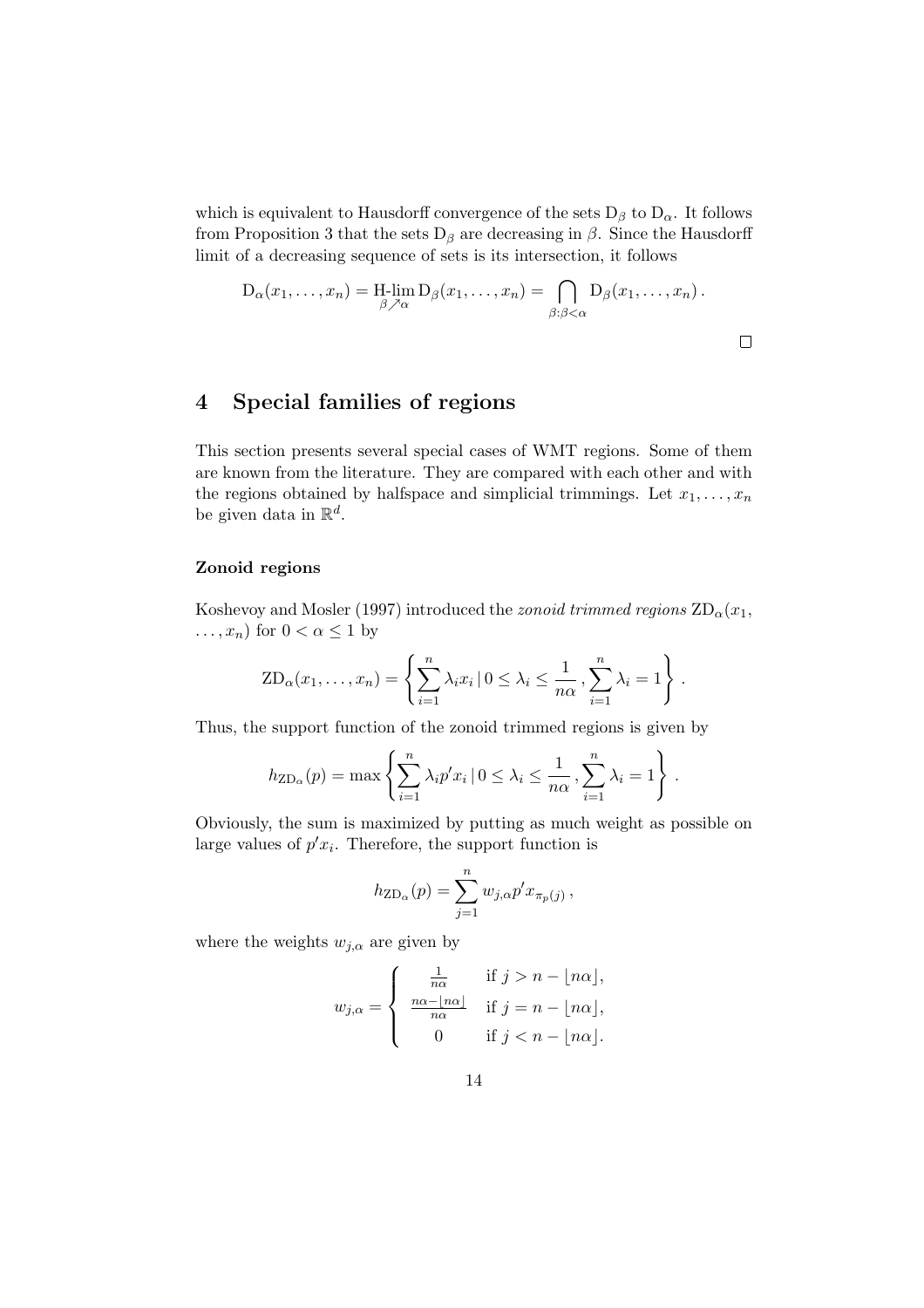which is equivalent to Hausdorff convergence of the sets $\mathrm{D}_\beta$ to $\mathrm{D}_\alpha$. It follows from Proposition 3 that the sets $\mathrm{D}_\beta$ are decreasing in $\beta$. Since the Hausdorff limit of a decreasing sequence of sets is its intersection, it follows

$$\mathrm{D}_\alpha(x_1,\ldots,x_n) = \operatorname*{H\text{-}lim}_{\beta\nearrow\alpha} \mathrm{D}_\beta(x_1,\ldots,x_n) = \bigcap_{\beta:\beta<\alpha} \mathrm{D}_\beta(x_1,\ldots,x_n)\,.$$

□

# 4 Special families of regions

This section presents several special cases of WMT regions. Some of them are known from the literature. They are compared with each other and with the regions obtained by halfspace and simplicial trimmings. Let $x_1,\ldots,x_n$ be given data in $\mathbb{R}^d$.

### Zonoid regions

Koshevoy and Mosler (1997) introduced the *zonoid trimmed regions* $\mathrm{ZD}_\alpha(x_1,\ldots,x_n)$ for $0<\alpha\le 1$ by

$$\mathrm{ZD}_\alpha(x_1,\ldots,x_n) = \left\{ \sum_{i=1}^n \lambda_i x_i \,|\, 0\le\lambda_i\le\frac{1}{n\alpha}\,, \sum_{i=1}^n \lambda_i = 1 \right\}.$$

Thus, the support function of the zonoid trimmed regions is given by

$$h_{\mathrm{ZD}_\alpha}(p) = \max\left\{ \sum_{i=1}^n \lambda_i p' x_i \,|\, 0\le\lambda_i\le\frac{1}{n\alpha}\,, \sum_{i=1}^n \lambda_i = 1 \right\}.$$

Obviously, the sum is maximized by putting as much weight as possible on large values of $p'x_i$. Therefore, the support function is

$$h_{\mathrm{ZD}_\alpha}(p) = \sum_{j=1}^n w_{j,\alpha} p' x_{\pi_p(j)}\,,$$

where the weights $w_{j,\alpha}$ are given by

$$w_{j,\alpha} = \begin{cases} \frac{1}{n\alpha} & \text{if } j > n-\lfloor n\alpha\rfloor, \\ \frac{n\alpha-\lfloor n\alpha\rfloor}{n\alpha} & \text{if } j = n-\lfloor n\alpha\rfloor, \\ 0 & \text{if } j < n-\lfloor n\alpha\rfloor. \end{cases}$$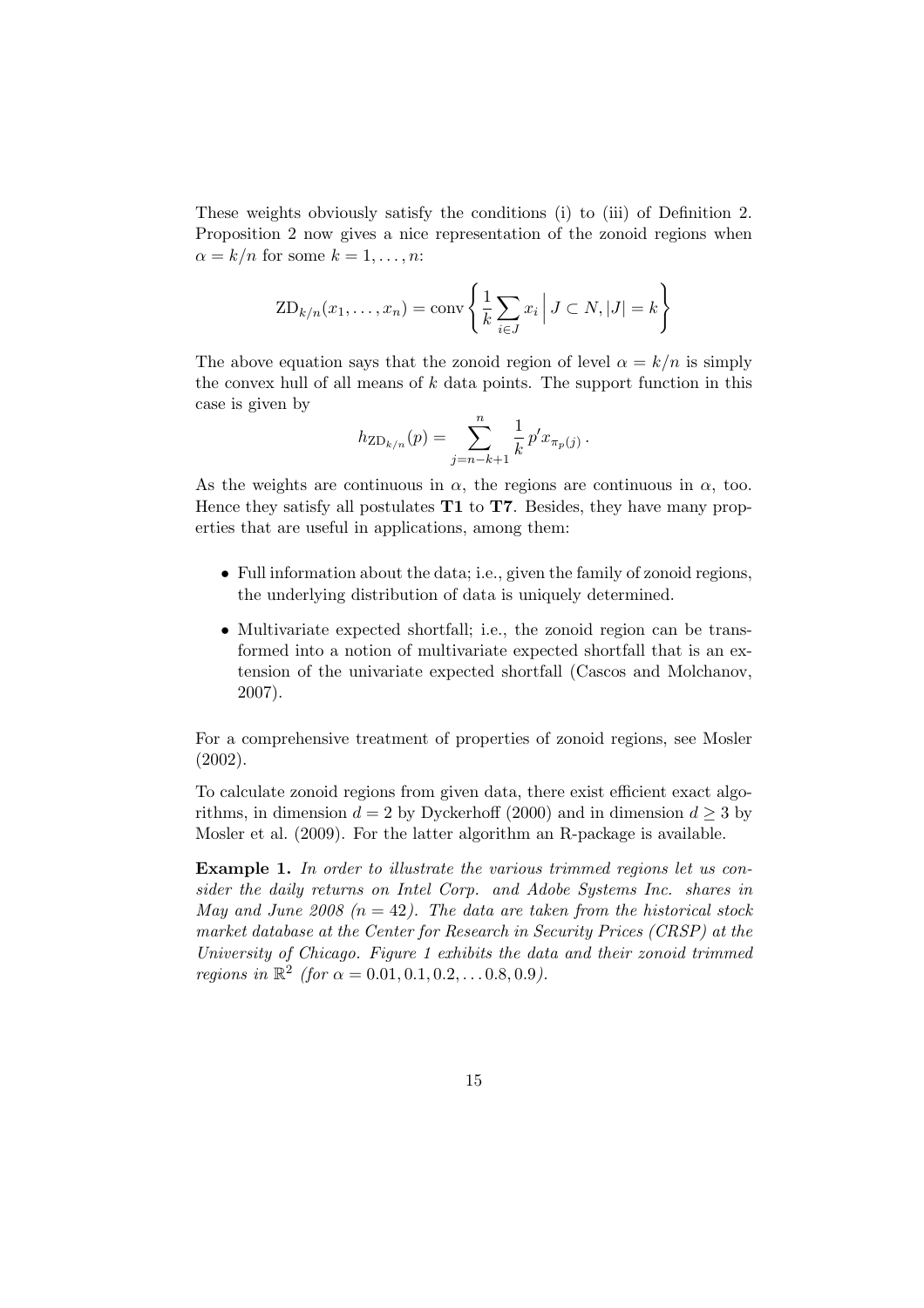These weights obviously satisfy the conditions (i) to (iii) of Definition 2. Proposition 2 now gives a nice representation of the zoonoid regions when $\alpha = k/n$ for some $k = 1, \ldots, n$:

$$\mathrm{ZD}_{k/n}(x_1, \ldots, x_n) = \mathrm{conv}\left\{ \frac{1}{k} \sum_{i \in J} x_i \,\Big|\, J \subset N, |J| = k \right\}$$

The above equation says that the zonoid region of level $\alpha = k/n$ is simply the convex hull of all means of $k$ data points. The support function in this case is given by

$$h_{\mathrm{ZD}_{k/n}}(p) = \sum_{j=n-k+1}^{n} \frac{1}{k}\, p' x_{\pi_p(j)} \,.$$

As the weights are continuous in $\alpha$, the regions are continuous in $\alpha$, too. Hence they satisfy all postulates **T1** to **T7**. Besides, they have many properties that are useful in applications, among them:

- Full information about the data; i.e., given the family of zonoid regions, the underlying distribution of data is uniquely determined.
- Multivariate expected shortfall; i.e., the zonoid region can be transformed into a notion of multivariate expected shortfall that is an extension of the univariate expected shortfall (Cascos and Molchanov, 2007).

For a comprehensive treatment of properties of zonoid regions, see Mosler (2002).

To calculate zonoid regions from given data, there exist efficient exact algorithms, in dimension $d = 2$ by Dyckerhoff (2000) and in dimension $d \geq 3$ by Mosler et al. (2009). For the latter algorithm an R-package is available.

**Example 1.** *In order to illustrate the various trimmed regions let us consider the daily returns on Intel Corp. and Adobe Systems Inc. shares in May and June 2008 ($n = 42$). The data are taken from the historical stock market database at the Center for Research in Security Prices (CRSP) at the University of Chicago. Figure 1 exhibits the data and their zonoid trimmed regions in $\mathbb{R}^2$ (for $\alpha = 0.01, 0.1, 0.2, \ldots 0.8, 0.9$).*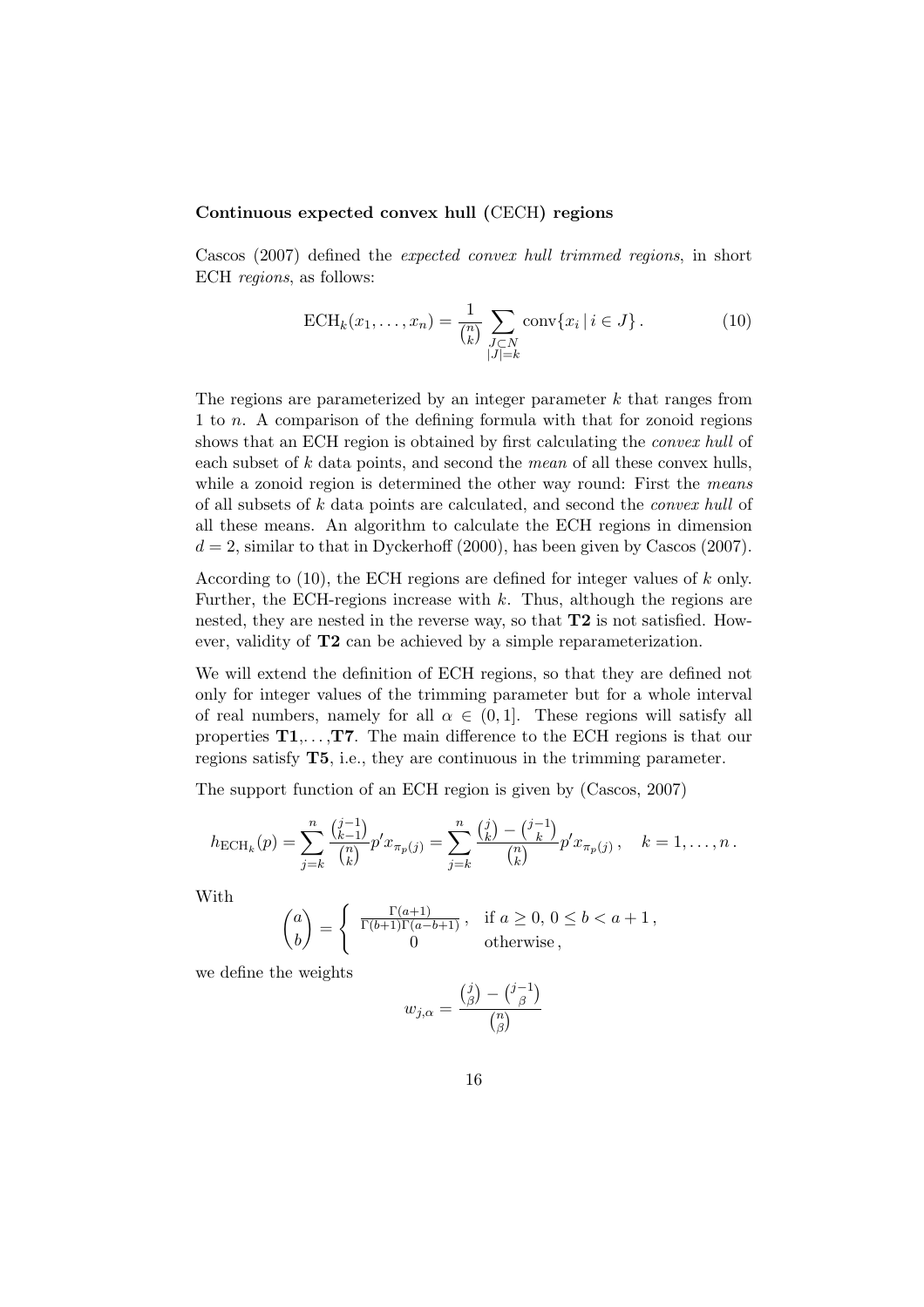### Continuous expected convex hull (CECH) regions

Cascos (2007) defined the *expected convex hull trimmed regions*, in short ECH *regions*, as follows:

$$\mathrm{ECH}_k(x_1, \ldots, x_n) = \frac{1}{\binom{n}{k}} \sum_{\substack{J \subset N \\ |J|=k}} \mathrm{conv}\{x_i \,|\, i \in J\}\,. \tag{10}$$

The regions are parameterized by an integer parameter $k$ that ranges from 1 to $n$. A comparison of the defining formula with that for zonoid regions shows that an ECH region is obtained by first calculating the *convex hull* of each subset of $k$ data points, and second the *mean* of all these convex hulls, while a zonoid region is determined the other way round: First the *means* of all subsets of $k$ data points are calculated, and second the *convex hull* of all these means. An algorithm to calculate the ECH regions in dimension $d = 2$, similar to that in Dyckerhoff (2000), has been given by Cascos (2007).

According to (10), the ECH regions are defined for integer values of $k$ only. Further, the ECH-regions increase with $k$. Thus, although the regions are nested, they are nested in the reverse way, so that **T2** is not satisfied. However, validity of **T2** can be achieved by a simple reparameterization.

We will extend the definition of ECH regions, so that they are defined not only for integer values of the trimming parameter but for a whole interval of real numbers, namely for all $\alpha \in (0, 1]$. These regions will satisfy all properties **T1**,...,**T7**. The main difference to the ECH regions is that our regions satisfy **T5**, i.e., they are continuous in the trimming parameter.

The support function of an ECH region is given by (Cascos, 2007)

$$h_{\mathrm{ECH}_k}(p) = \sum_{j=k}^{n} \frac{\binom{j-1}{k-1}}{\binom{n}{k}} p' x_{\pi_p(j)} = \sum_{j=k}^{n} \frac{\binom{j}{k} - \binom{j-1}{k}}{\binom{n}{k}} p' x_{\pi_p(j)}\,, \quad k = 1, \ldots, n\,.$$

With

$$\binom{a}{b} = \begin{cases} \frac{\Gamma(a+1)}{\Gamma(b+1)\Gamma(a-b+1)}\,, & \text{if } a \geq 0,\ 0 \leq b < a+1\,, \\ 0 & \text{otherwise}\,, \end{cases}$$

we define the weights

$$w_{j,\alpha} = \frac{\binom{j}{\beta} - \binom{j-1}{\beta}}{\binom{n}{\beta}}$$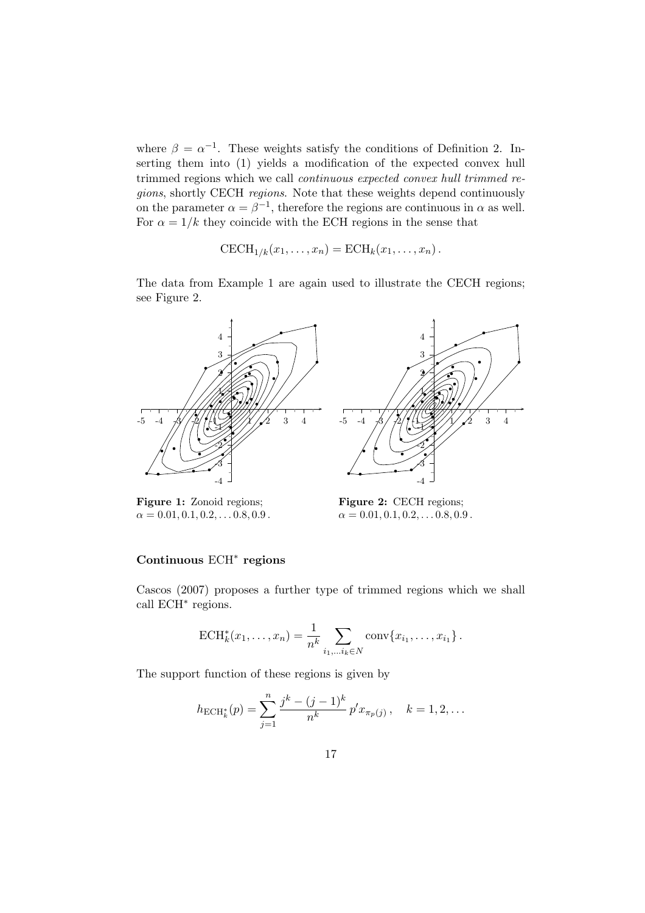where $\beta = \alpha^{-1}$. These weights satisfy the conditions of Definition 2. Inserting them into (1) yields a modification of the expected convex hull trimmed regions which we call *continuous expected convex hull trimmed regions*, shortly CECH *regions*. Note that these weights depend continuously on the parameter $\alpha = \beta^{-1}$, therefore the regions are continuous in $\alpha$ as well. For $\alpha = 1/k$ they coincide with the ECH regions in the sense that

$$\text{CECH}_{1/k}(x_1, \dots, x_n) = \text{ECH}_k(x_1, \dots, x_n)\,.$$

The data from Example 1 are again used to illustrate the CECH regions; see Figure 2.

**Figure 1:** Zonoid regions; $\alpha = 0.01, 0.1, 0.2, \dots 0.8, 0.9\,.$

**Figure 2:** CECH regions; $\alpha = 0.01, 0.1, 0.2, \dots 0.8, 0.9\,.$

### Continuous $\text{ECH}^*$ regions

Cascos (2007) proposes a further type of trimmed regions which we shall call $\text{ECH}^*$ regions.

$$\text{ECH}^*_k(x_1, \dots, x_n) = \frac{1}{n^k} \sum_{i_1, \dots i_k \in N} \text{conv}\{x_{i_1}, \dots, x_{i_1}\}\,.$$

The support function of these regions is given by

$$h_{\text{ECH}^*_k}(p) = \sum_{j=1}^{n} \frac{j^k - (j-1)^k}{n^k}\, p' x_{\pi_p(j)}\,, \quad k = 1, 2, \dots$$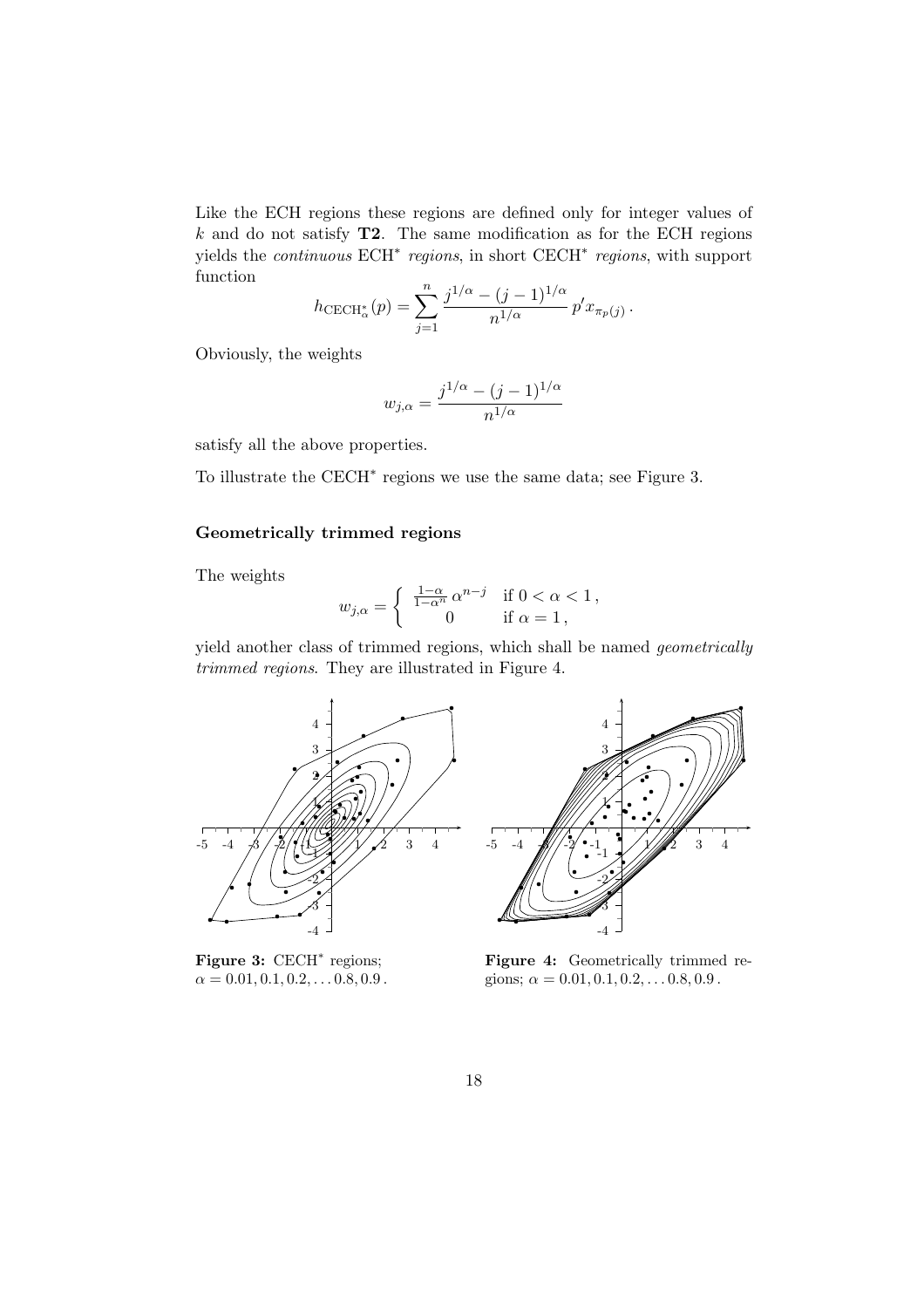Like the ECH regions these regions are defined only for integer values of $k$ and do not satisfy **T2**. The same modification as for the ECH regions yields the *continuous* ECH$^*$ *regions*, in short CECH$^*$ *regions*, with support function

$$h_{\text{CECH}^*_\alpha}(p) = \sum_{j=1}^{n} \frac{j^{1/\alpha} - (j-1)^{1/\alpha}}{n^{1/\alpha}} \, p' x_{\pi_p(j)} \, .$$

Obviously, the weights

$$w_{j,\alpha} = \frac{j^{1/\alpha} - (j-1)^{1/\alpha}}{n^{1/\alpha}}$$

satisfy all the above properties.

To illustrate the CECH$^*$ regions we use the same data; see Figure 3.

### Geometrically trimmed regions

The weights

$$w_{j,\alpha} = \begin{cases} \frac{1-\alpha}{1-\alpha^n} \, \alpha^{n-j} & \text{if } 0 < \alpha < 1 \, , \\ 0 & \text{if } \alpha = 1 \, , \end{cases}$$

yield another class of trimmed regions, which shall be named *geometrically trimmed regions*. They are illustrated in Figure 4.

**Figure 3:** CECH$^*$ regions; $\alpha = 0.01, 0.1, 0.2, \ldots 0.8, 0.9$ .

**Figure 4:** Geometrically trimmed regions; $\alpha = 0.01, 0.1, 0.2, \ldots 0.8, 0.9$ .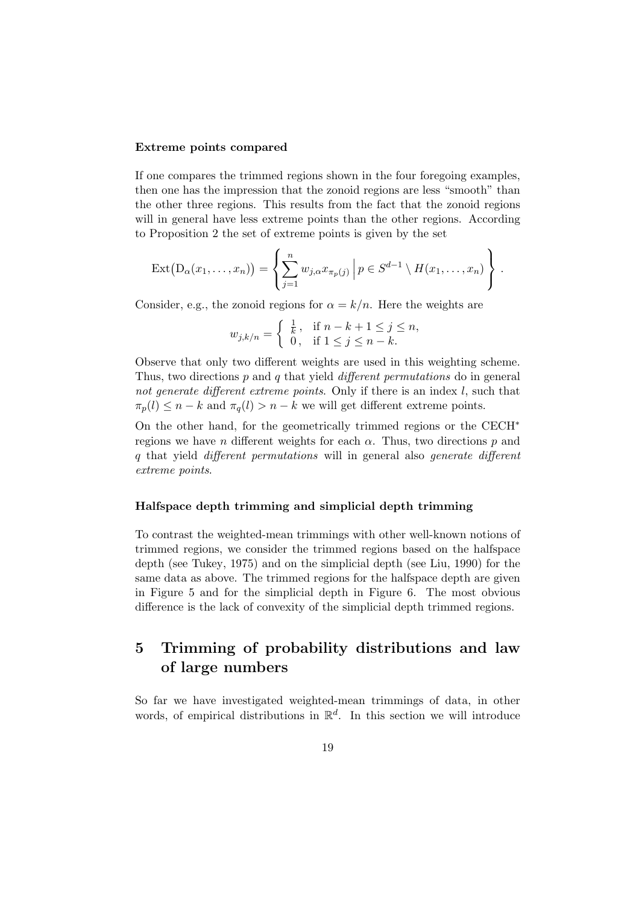**Extreme points compared**

If one compares the trimmed regions shown in the four foregoing examples, then one has the impression that the zonoid regions are less "smooth" than the other three regions. This results from the fact that the zonoid regions will in general have less extreme points than the other regions. According to Proposition 2 the set of extreme points is given by the set

$$\mathrm{Ext}\big(\mathrm{D}_\alpha(x_1,\ldots,x_n)\big) = \left\{ \sum_{j=1}^{n} w_{j,\alpha} x_{\pi_p(j)} \,\Big|\, p \in S^{d-1} \setminus H(x_1,\ldots,x_n) \right\}.$$

Consider, e.g., the zonoid regions for $\alpha = k/n$. Here the weights are

$$w_{j,k/n} = \begin{cases} \frac{1}{k}, & \text{if } n-k+1 \le j \le n, \\ 0, & \text{if } 1 \le j \le n-k. \end{cases}$$

Observe that only two different weights are used in this weighting scheme. Thus, two directions $p$ and $q$ that yield *different permutations* do in general *not generate different extreme points*. Only if there is an index $l$, such that $\pi_p(l) \le n-k$ and $\pi_q(l) > n-k$ we will get different extreme points.

On the other hand, for the geometrically trimmed regions or the CECH$^*$ regions we have $n$ different weights for each $\alpha$. Thus, two directions $p$ and $q$ that yield *different permutations* will in general also *generate different extreme points*.

**Halfspace depth trimming and simplicial depth trimming**

To contrast the weighted-mean trimmings with other well-known notions of trimmed regions, we consider the trimmed regions based on the halfspace depth (see Tukey, 1975) and on the simplicial depth (see Liu, 1990) for the same data as above. The trimmed regions for the halfspace depth are given in Figure 5 and for the simplicial depth in Figure 6. The most obvious difference is the lack of convexity of the simplicial depth trimmed regions.

## 5 Trimming of probability distributions and law of large numbers

So far we have investigated weighted-mean trimmings of data, in other words, of empirical distributions in $\mathbb{R}^d$. In this section we will introduce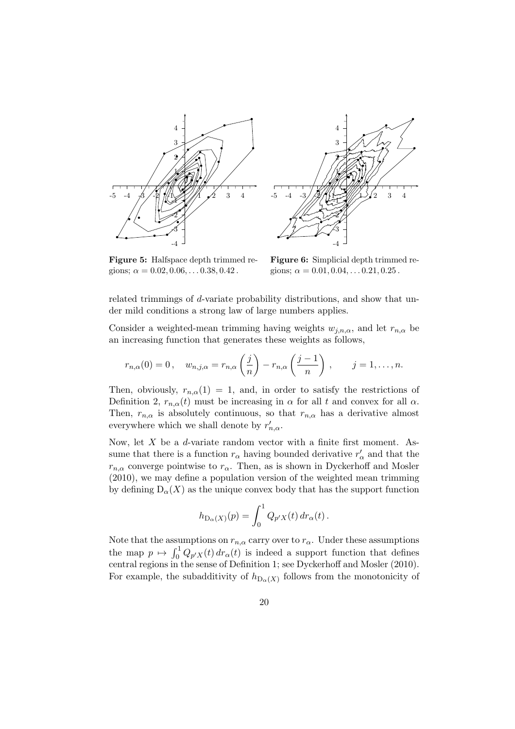**Figure 5:** Halfspace depth trimmed regions; $\alpha = 0.02, 0.06, \ldots 0.38, 0.42$.

**Figure 6:** Simplicial depth trimmed regions; $\alpha = 0.01, 0.04, \ldots 0.21, 0.25$.

related trimmings of $d$-variate probability distributions, and show that under mild conditions a strong law of large numbers applies.

Consider a weighted-mean trimming having weights $w_{j,n,\alpha}$, and let $r_{n,\alpha}$ be an increasing function that generates these weights as follows,

$$r_{n,\alpha}(0) = 0\,, \quad w_{n,j,\alpha} = r_{n,\alpha}\left(\frac{j}{n}\right) - r_{n,\alpha}\left(\frac{j-1}{n}\right)\,, \qquad j = 1, \ldots, n.$$

Then, obviously, $r_{n,\alpha}(1) = 1$, and, in order to satisfy the restrictions of Definition 2, $r_{n,\alpha}(t)$ must be increasing in $\alpha$ for all $t$ and convex for all $\alpha$. Then, $r_{n,\alpha}$ is absolutely continuous, so that $r_{n,\alpha}$ has a derivative almost everywhere which we shall denote by $r'_{n,\alpha}$.

Now, let $X$ be a $d$-variate random vector with a finite first moment. Assume that there is a function $r_\alpha$ having bounded derivative $r'_\alpha$ and that the $r_{n,\alpha}$ converge pointwise to $r_\alpha$. Then, as is shown in Dyckerhoff and Mosler (2010), we may define a population version of the weighted mean trimming by defining $\mathrm{D}_\alpha(X)$ as the unique convex body that has the support function

$$h_{\mathrm{D}_\alpha(X)}(p) = \int_0^1 Q_{p'X}(t)\, dr_\alpha(t)\,.$$

Note that the assumptions on $r_{n,\alpha}$ carry over to $r_\alpha$. Under these assumptions the map $p \mapsto \int_0^1 Q_{p'X}(t)\, dr_\alpha(t)$ is indeed a support function that defines central regions in the sense of Definition 1; see Dyckerhoff and Mosler (2010). For example, the subadditivity of $h_{\mathrm{D}_\alpha(X)}$ follows from the monotonicity of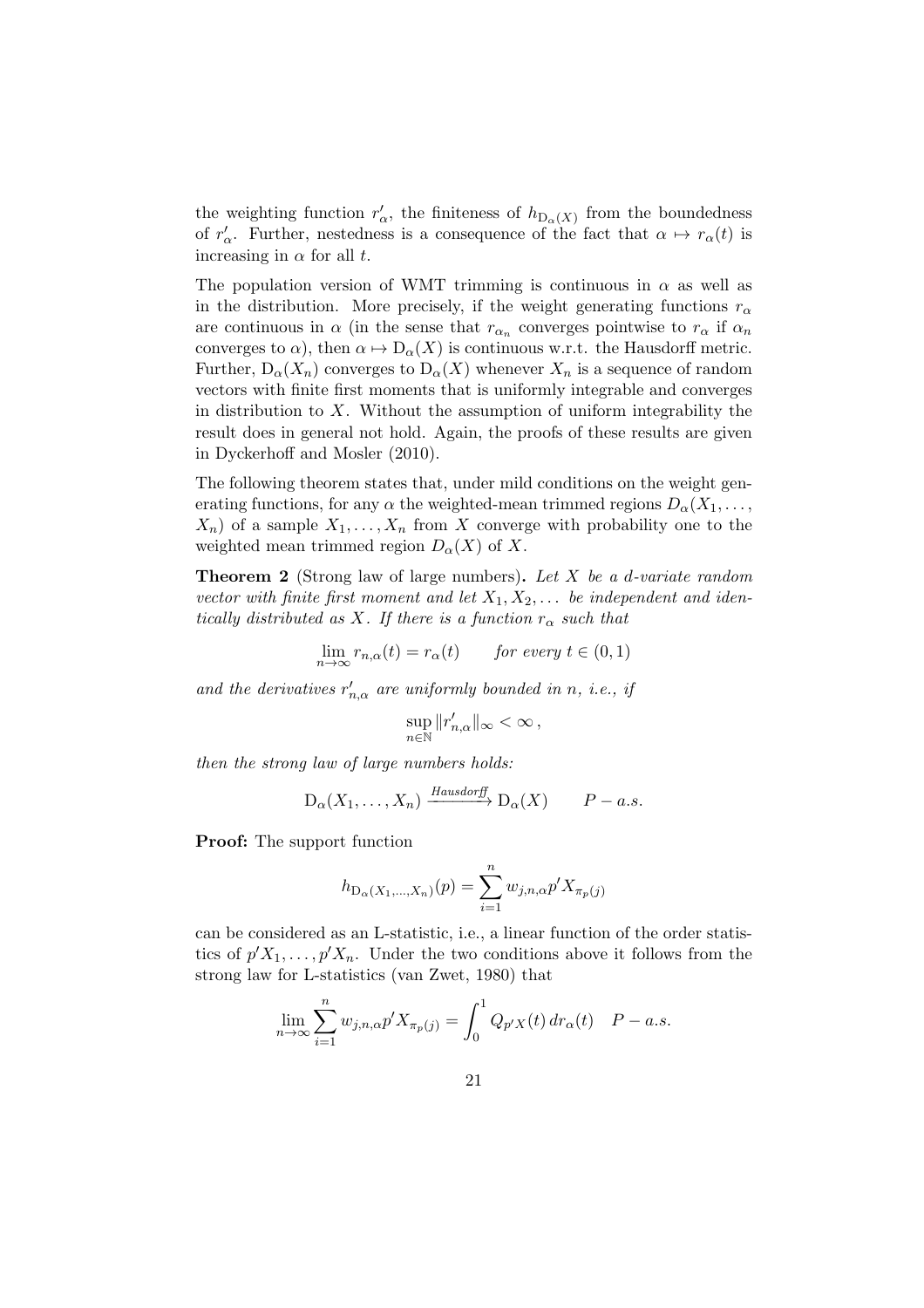the weighting function $r'_\alpha$, the finiteness of $h_{\mathrm{D}_\alpha(X)}$ from the boundedness of $r'_\alpha$. Further, nestedness is a consequence of the fact that $\alpha \mapsto r_\alpha(t)$ is increasing in $\alpha$ for all $t$.

The population version of WMT trimming is continuous in $\alpha$ as well as in the distribution. More precisely, if the weight generating functions $r_\alpha$ are continuous in $\alpha$ (in the sense that $r_{\alpha_n}$ converges pointwise to $r_\alpha$ if $\alpha_n$ converges to $\alpha$), then $\alpha \mapsto \mathrm{D}_\alpha(X)$ is continuous w.r.t. the Hausdorff metric. Further, $\mathrm{D}_\alpha(X_n)$ converges to $\mathrm{D}_\alpha(X)$ whenever $X_n$ is a sequence of random vectors with finite first moments that is uniformly integrable and converges in distribution to $X$. Without the assumption of uniform integrability the result does in general not hold. Again, the proofs of these results are given in Dyckerhoff and Mosler (2010).

The following theorem states that, under mild conditions on the weight generating functions, for any $\alpha$ the weighted-mean trimmed regions $D_\alpha(X_1, \ldots, X_n)$ of a sample $X_1, \ldots, X_n$ from $X$ converge with probability one to the weighted mean trimmed region $D_\alpha(X)$ of $X$.

**Theorem 2** (Strong law of large numbers). *Let $X$ be a $d$-variate random vector with finite first moment and let $X_1, X_2, \ldots$ be independent and identically distributed as $X$. If there is a function $r_\alpha$ such that*

$$\lim_{n\to\infty} r_{n,\alpha}(t) = r_\alpha(t) \qquad \text{for every } t \in (0,1)$$

*and the derivatives $r'_{n,\alpha}$ are uniformly bounded in $n$, i.e., if*

$$\sup_{n\in\mathbb{N}} \|r'_{n,\alpha}\|_\infty < \infty\,,$$

*then the strong law of large numbers holds:*

$$\mathrm{D}_\alpha(X_1, \ldots, X_n) \xrightarrow{\text{Hausdorff}} \mathrm{D}_\alpha(X) \qquad P-a.s.$$

**Proof:** The support function

$$h_{\mathrm{D}_\alpha(X_1,\ldots,X_n)}(p) = \sum_{i=1}^{n} w_{j,n,\alpha} p' X_{\pi_p(j)}$$

can be considered as an L-statistic, i.e., a linear function of the order statistics of $p'X_1, \ldots, p'X_n$. Under the two conditions above it follows from the strong law for L-statistics (van Zwet, 1980) that

$$\lim_{n\to\infty} \sum_{i=1}^{n} w_{j,n,\alpha} p' X_{\pi_p(j)} = \int_0^1 Q_{p'X}(t)\, dr_\alpha(t) \quad P-a.s.$$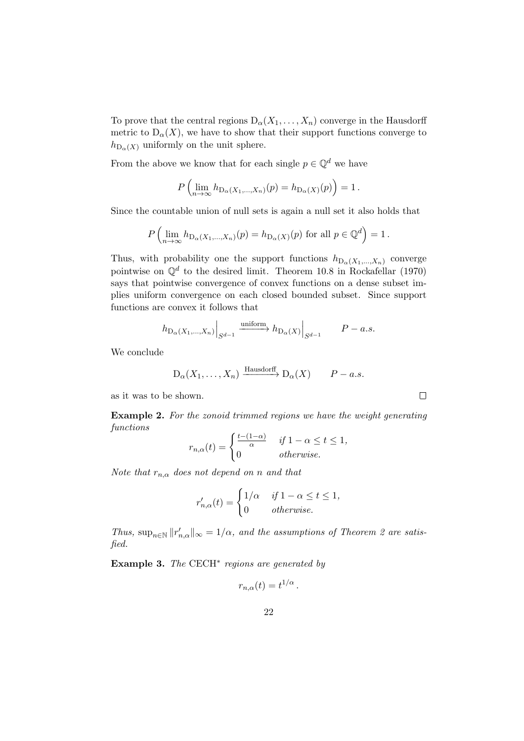To prove that the central regions $\mathrm{D}_\alpha(X_1, \ldots, X_n)$ converge in the Hausdorff metric to $\mathrm{D}_\alpha(X)$, we have to show that their support functions converge to $h_{\mathrm{D}_\alpha(X)}$ uniformly on the unit sphere.

From the above we know that for each single $p \in \mathbb{Q}^d$ we have

$$P\left(\lim_{n\to\infty} h_{\mathrm{D}_\alpha(X_1,\ldots,X_n)}(p) = h_{\mathrm{D}_\alpha(X)}(p)\right) = 1\,.$$

Since the countable union of null sets is again a null set it also holds that

$$P\left(\lim_{n\to\infty} h_{\mathrm{D}_\alpha(X_1,\ldots,X_n)}(p) = h_{\mathrm{D}_\alpha(X)}(p) \text{ for all } p \in \mathbb{Q}^d\right) = 1\,.$$

Thus, with probability one the support functions $h_{\mathrm{D}_\alpha(X_1,\ldots,X_n)}$ converge pointwise on $\mathbb{Q}^d$ to the desired limit. Theorem 10.8 in Rockafellar (1970) says that pointwise convergence of convex functions on a dense subset implies uniform convergence on each closed bounded subset. Since support functions are convex it follows that

$$h_{\mathrm{D}_\alpha(X_1,\ldots,X_n)}\Big|_{S^{d-1}} \xrightarrow{\text{uniform}} h_{\mathrm{D}_\alpha(X)}\Big|_{S^{d-1}} \qquad P - a.s.$$

We conclude

$$\mathrm{D}_\alpha(X_1, \ldots, X_n) \xrightarrow{\text{Hausdorff}} \mathrm{D}_\alpha(X) \qquad P - a.s.$$

as it was to be shown. □

**Example 2.** *For the zonoid trimmed regions we have the weight generating functions*

$$r_{n,\alpha}(t) = \begin{cases} \frac{t-(1-\alpha)}{\alpha} & \text{if } 1-\alpha \le t \le 1, \\ 0 & \text{otherwise.} \end{cases}$$

*Note that $r_{n,\alpha}$ does not depend on $n$ and that*

$$r'_{n,\alpha}(t) = \begin{cases} 1/\alpha & \text{if } 1-\alpha \le t \le 1, \\ 0 & \text{otherwise.} \end{cases}$$

*Thus, $\sup_{n\in\mathbb{N}} \|r'_{n,\alpha}\|_\infty = 1/\alpha$, and the assumptions of Theorem 2 are satisfied.*

**Example 3.** *The* CECH$^*$ *regions are generated by*

$$r_{n,\alpha}(t) = t^{1/\alpha}\,.$$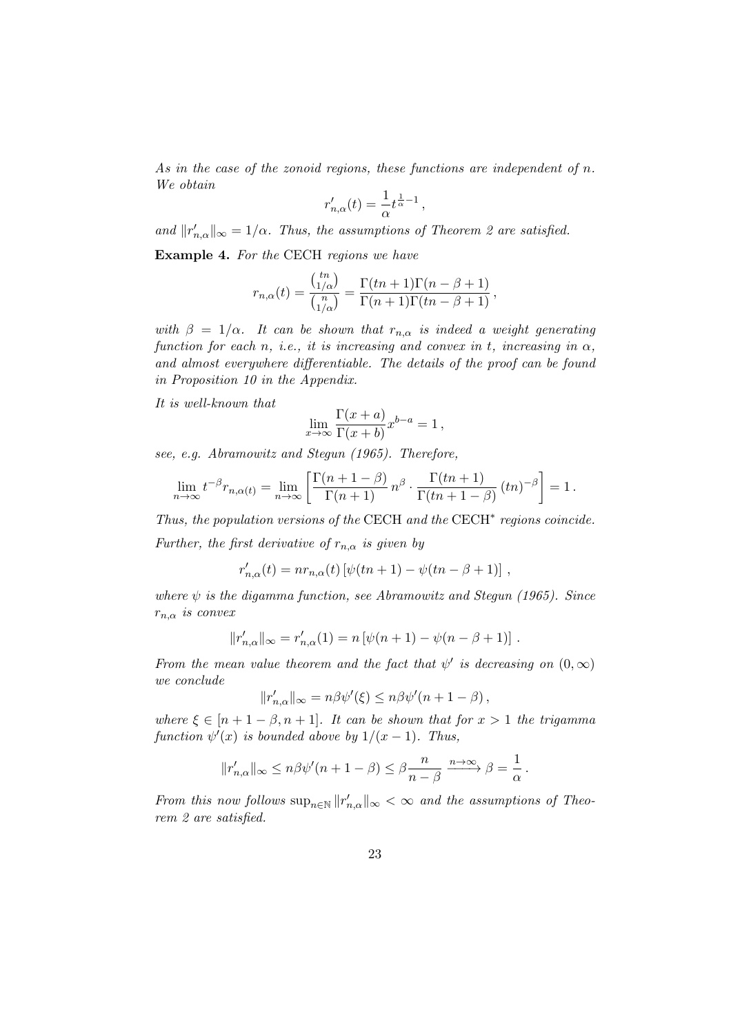*As in the case of the zonoid regions, these functions are independent of $n$. We obtain*

$$r'_{n,\alpha}(t) = \frac{1}{\alpha} t^{\frac{1}{\alpha}-1} ,$$

*and $\|r'_{n,\alpha}\|_\infty = 1/\alpha$. Thus, the assumptions of Theorem 2 are satisfied.*

**Example 4.** *For the* CECH *regions we have*

$$r_{n,\alpha}(t) = \frac{\binom{tn}{1/\alpha}}{\binom{n}{1/\alpha}} = \frac{\Gamma(tn+1)\Gamma(n-\beta+1)}{\Gamma(n+1)\Gamma(tn-\beta+1)} ,$$

*with $\beta = 1/\alpha$. It can be shown that $r_{n,\alpha}$ is indeed a weight generating function for each $n$, i.e., it is increasing and convex in $t$, increasing in $\alpha$, and almost everywhere differentiable. The details of the proof can be found in Proposition 10 in the Appendix.*

*It is well-known that*

$$\lim_{x\to\infty} \frac{\Gamma(x+a)}{\Gamma(x+b)} x^{b-a} = 1 ,$$

*see, e.g. Abramowitz and Stegun (1965). Therefore,*

$$\lim_{n\to\infty} t^{-\beta} r_{n,\alpha(t)} = \lim_{n\to\infty} \left[ \frac{\Gamma(n+1-\beta)}{\Gamma(n+1)} n^{\beta} \cdot \frac{\Gamma(tn+1)}{\Gamma(tn+1-\beta)} (tn)^{-\beta} \right] = 1 .$$

*Thus, the population versions of the* CECH *and the* CECH$^*$ *regions coincide.*

*Further, the first derivative of $r_{n,\alpha}$ is given by*

$$r'_{n,\alpha}(t) = n r_{n,\alpha}(t) \left[ \psi(tn+1) - \psi(tn-\beta+1) \right] ,$$

*where $\psi$ is the digamma function, see Abramowitz and Stegun (1965). Since $r_{n,\alpha}$ is convex*

$$\|r'_{n,\alpha}\|_\infty = r'_{n,\alpha}(1) = n \left[ \psi(n+1) - \psi(n-\beta+1) \right] .$$

*From the mean value theorem and the fact that $\psi'$ is decreasing on $(0,\infty)$ we conclude*

$$\|r'_{n,\alpha}\|_\infty = n\beta\psi'(\xi) \le n\beta\psi'(n+1-\beta) ,$$

*where $\xi \in [n+1-\beta, n+1]$. It can be shown that for $x > 1$ the trigamma function $\psi'(x)$ is bounded above by $1/(x-1)$. Thus,*

$$\|r'_{n,\alpha}\|_\infty \le n\beta\psi'(n+1-\beta) \le \beta \frac{n}{n-\beta} \xrightarrow{n\to\infty} \beta = \frac{1}{\alpha} .$$

*From this now follows $\sup_{n\in\mathbb{N}} \|r'_{n,\alpha}\|_\infty < \infty$ and the assumptions of Theorem 2 are satisfied.*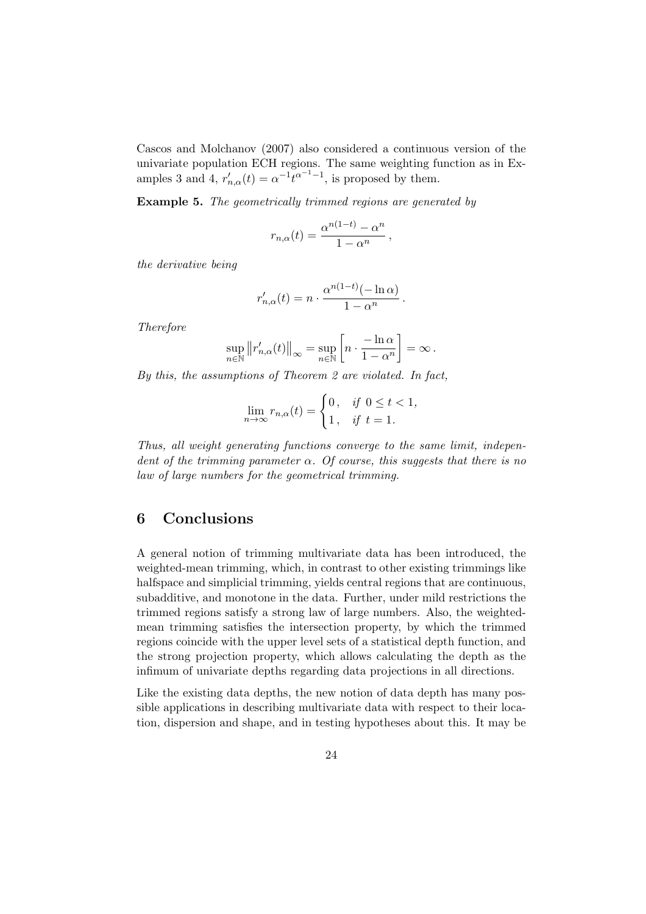Cascos and Molchanov (2007) also considered a continuous version of the univariate population ECH regions. The same weighting function as in Examples 3 and 4, $r'_{n,\alpha}(t) = \alpha^{-1} t^{\alpha^{-1}-1}$, is proposed by them.

**Example 5.** *The geometrically trimmed regions are generated by*

$$r_{n,\alpha}(t) = \frac{\alpha^{n(1-t)} - \alpha^n}{1 - \alpha^n}\,,$$

*the derivative being*

$$r'_{n,\alpha}(t) = n \cdot \frac{\alpha^{n(1-t)}(-\ln \alpha)}{1 - \alpha^n}\,.$$

*Therefore*

$$\sup_{n\in\mathbb{N}} \left\| r'_{n,\alpha}(t) \right\|_\infty = \sup_{n\in\mathbb{N}} \left[ n \cdot \frac{-\ln \alpha}{1-\alpha^n} \right] = \infty\,.$$

*By this, the assumptions of Theorem 2 are violated. In fact,*

$$\lim_{n\to\infty} r_{n,\alpha}(t) = \begin{cases} 0\,, & \text{if } 0 \le t < 1, \\ 1\,, & \text{if } t = 1. \end{cases}$$

*Thus, all weight generating functions converge to the same limit, independent of the trimming parameter $\alpha$. Of course, this suggests that there is no law of large numbers for the geometrical trimming.*

## 6 Conclusions

A general notion of trimming multivariate data has been introduced, the weighted-mean trimming, which, in contrast to other existing trimmings like halfspace and simplicial trimming, yields central regions that are continuous, subadditive, and monotone in the data. Further, under mild restrictions the trimmed regions satisfy a strong law of large numbers. Also, the weighted-mean trimming satisfies the intersection property, by which the trimmed regions coincide with the upper level sets of a statistical depth function, and the strong projection property, which allows calculating the depth as the infimum of univariate depths regarding data projections in all directions.

Like the existing data depths, the new notion of data depth has many possible applications in describing multivariate data with respect to their location, dispersion and shape, and in testing hypotheses about this. It may be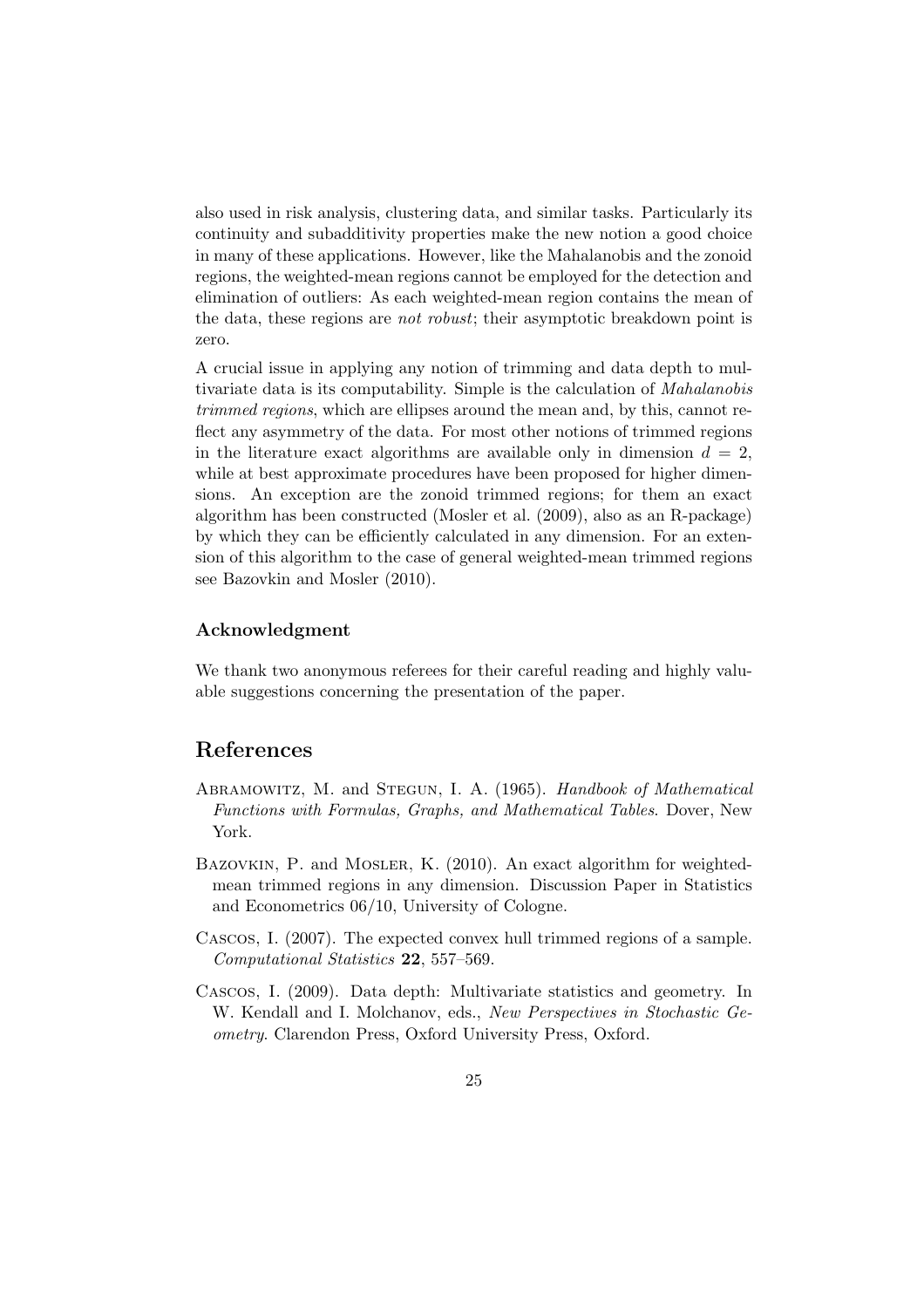also used in risk analysis, clustering data, and similar tasks. Particularly its continuity and subadditivity properties make the new notion a good choice in many of these applications. However, like the Mahalanobis and the zonoid regions, the weighted-mean regions cannot be employed for the detection and elimination of outliers: As each weighted-mean region contains the mean of the data, these regions are *not robust*; their asymptotic breakdown point is zero.

A crucial issue in applying any notion of trimming and data depth to multivariate data is its computability. Simple is the calculation of *Mahalanobis trimmed regions*, which are ellipses around the mean and, by this, cannot reflect any asymmetry of the data. For most other notions of trimmed regions in the literature exact algorithms are available only in dimension $d = 2$, while at best approximate procedures have been proposed for higher dimensions. An exception are the zonoid trimmed regions; for them an exact algorithm has been constructed (Mosler et al. (2009), also as an R-package) by which they can be efficiently calculated in any dimension. For an extension of this algorithm to the case of general weighted-mean trimmed regions see Bazovkin and Mosler (2010).

### Acknowledgment

We thank two anonymous referees for their careful reading and highly valuable suggestions concerning the presentation of the paper.

## References

Abramowitz, M. and Stegun, I. A. (1965). *Handbook of Mathematical Functions with Formulas, Graphs, and Mathematical Tables*. Dover, New York.

Bazovkin, P. and Mosler, K. (2010). An exact algorithm for weighted-mean trimmed regions in any dimension. Discussion Paper in Statistics and Econometrics 06/10, University of Cologne.

Cascos, I. (2007). The expected convex hull trimmed regions of a sample. *Computational Statistics* **22**, 557–569.

Cascos, I. (2009). Data depth: Multivariate statistics and geometry. In W. Kendall and I. Molchanov, eds., *New Perspectives in Stochastic Geometry*. Clarendon Press, Oxford University Press, Oxford.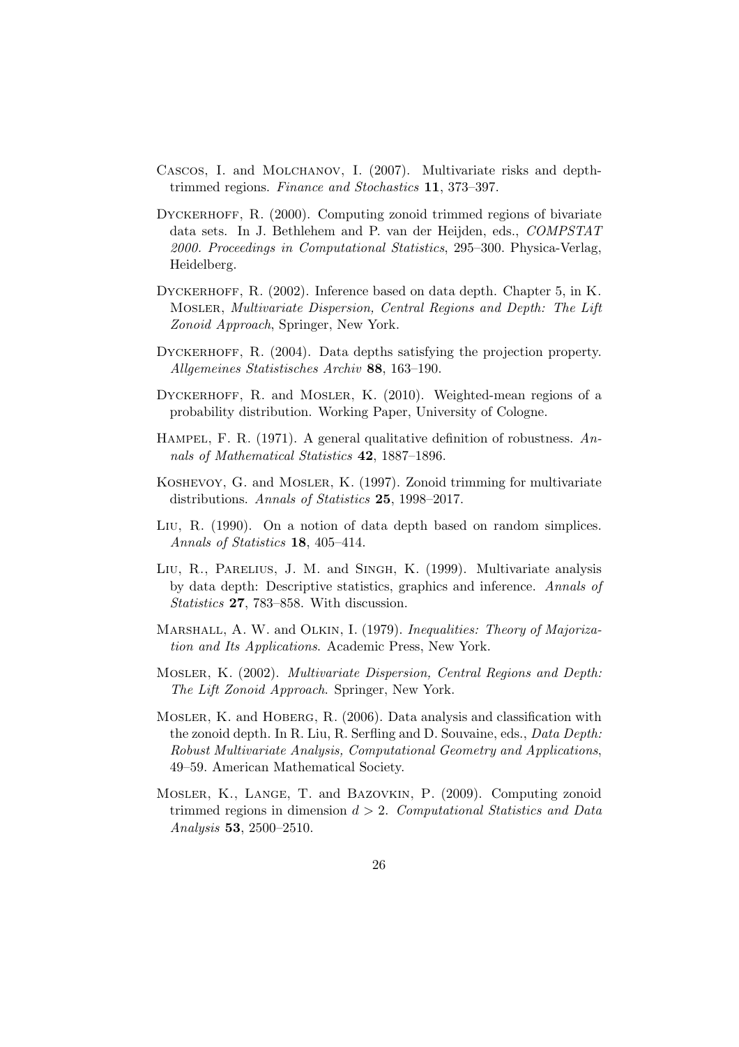Cascos, I. and Molchanov, I. (2007). Multivariate risks and depth-trimmed regions. *Finance and Stochastics* **11**, 373–397.

Dyckerhoff, R. (2000). Computing zonoid trimmed regions of bivariate data sets. In J. Bethlehem and P. van der Heijden, eds., *COMPSTAT 2000. Proceedings in Computational Statistics*, 295–300. Physica-Verlag, Heidelberg.

Dyckerhoff, R. (2002). Inference based on data depth. Chapter 5, in K. Mosler, *Multivariate Dispersion, Central Regions and Depth: The Lift Zonoid Approach*, Springer, New York.

Dyckerhoff, R. (2004). Data depths satisfying the projection property. *Allgemeines Statistisches Archiv* **88**, 163–190.

Dyckerhoff, R. and Mosler, K. (2010). Weighted-mean regions of a probability distribution. Working Paper, University of Cologne.

Hampel, F. R. (1971). A general qualitative definition of robustness. *Annals of Mathematical Statistics* **42**, 1887–1896.

Koshevoy, G. and Mosler, K. (1997). Zonoid trimming for multivariate distributions. *Annals of Statistics* **25**, 1998–2017.

Liu, R. (1990). On a notion of data depth based on random simplices. *Annals of Statistics* **18**, 405–414.

Liu, R., Parelius, J. M. and Singh, K. (1999). Multivariate analysis by data depth: Descriptive statistics, graphics and inference. *Annals of Statistics* **27**, 783–858. With discussion.

Marshall, A. W. and Olkin, I. (1979). *Inequalities: Theory of Majorization and Its Applications*. Academic Press, New York.

Mosler, K. (2002). *Multivariate Dispersion, Central Regions and Depth: The Lift Zonoid Approach*. Springer, New York.

Mosler, K. and Hoberg, R. (2006). Data analysis and classification with the zonoid depth. In R. Liu, R. Serfling and D. Souvaine, eds., *Data Depth: Robust Multivariate Analysis, Computational Geometry and Applications*, 49–59. American Mathematical Society.

Mosler, K., Lange, T. and Bazovkin, P. (2009). Computing zonoid trimmed regions in dimension $d > 2$. *Computational Statistics and Data Analysis* **53**, 2500–2510.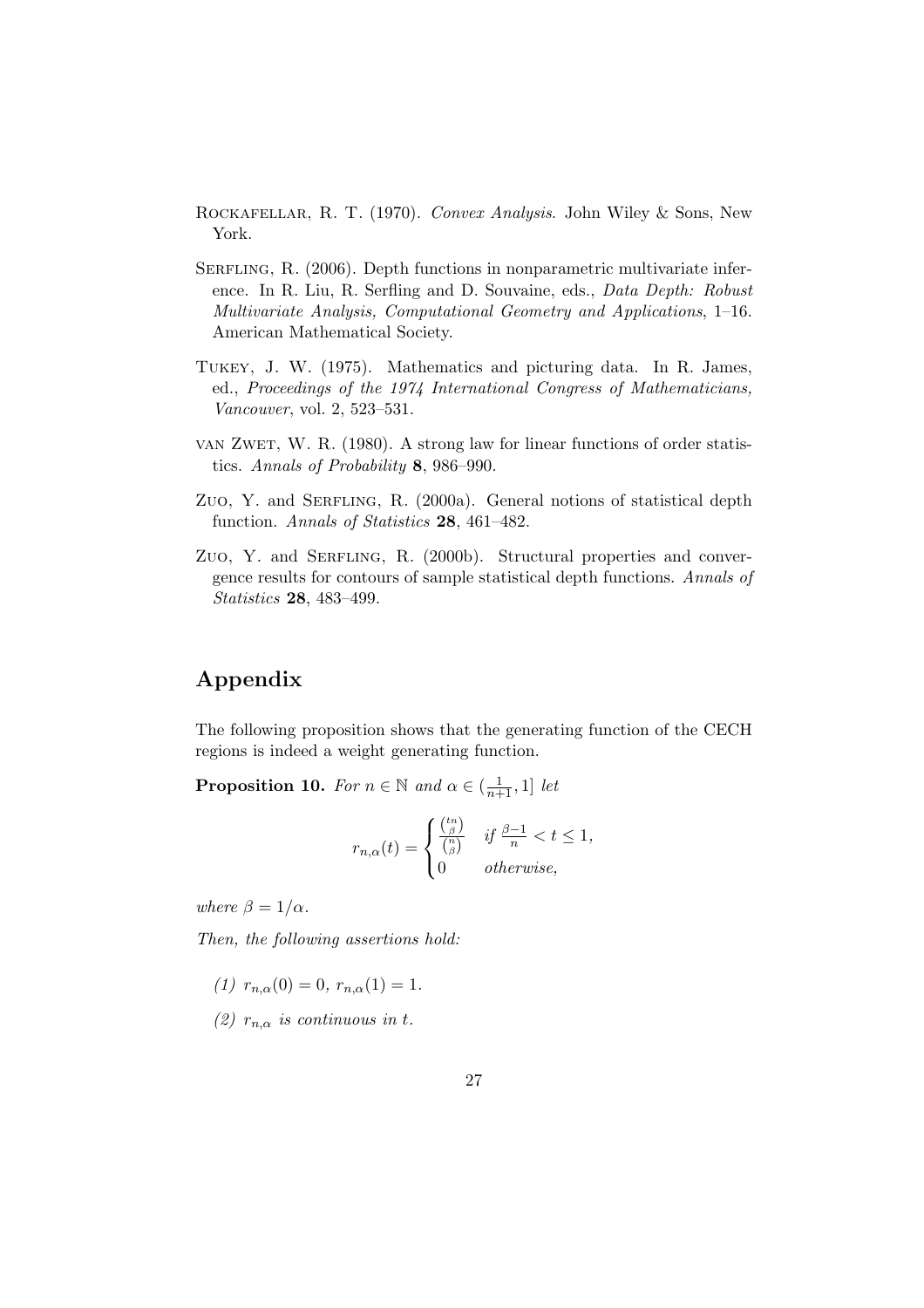Rockafellar, R. T. (1970). *Convex Analysis*. John Wiley & Sons, New York.

Serfling, R. (2006). Depth functions in nonparametric multivariate inference. In R. Liu, R. Serfling and D. Souvaine, eds., *Data Depth: Robust Multivariate Analysis, Computational Geometry and Applications*, 1–16. American Mathematical Society.

Tukey, J. W. (1975). Mathematics and picturing data. In R. James, ed., *Proceedings of the 1974 International Congress of Mathematicians, Vancouver*, vol. 2, 523–531.

van Zwet, W. R. (1980). A strong law for linear functions of order statistics. *Annals of Probability* **8**, 986–990.

Zuo, Y. and Serfling, R. (2000a). General notions of statistical depth function. *Annals of Statistics* **28**, 461–482.

Zuo, Y. and Serfling, R. (2000b). Structural properties and convergence results for contours of sample statistical depth functions. *Annals of Statistics* **28**, 483–499.

## Appendix

The following proposition shows that the generating function of the CECH regions is indeed a weight generating function.

**Proposition 10.** *For $n \in \mathbb{N}$ and $\alpha \in (\frac{1}{n+1}, 1]$ let*

$$r_{n,\alpha}(t) = \begin{cases} \frac{\binom{tn}{\beta}}{\binom{n}{\beta}} & \text{if } \frac{\beta-1}{n} < t \leq 1, \\ 0 & \text{otherwise,} \end{cases}$$

*where $\beta = 1/\alpha$.*

*Then, the following assertions hold:*

*(1) $r_{n,\alpha}(0) = 0$, $r_{n,\alpha}(1) = 1$.*

*(2) $r_{n,\alpha}$ is continuous in $t$.*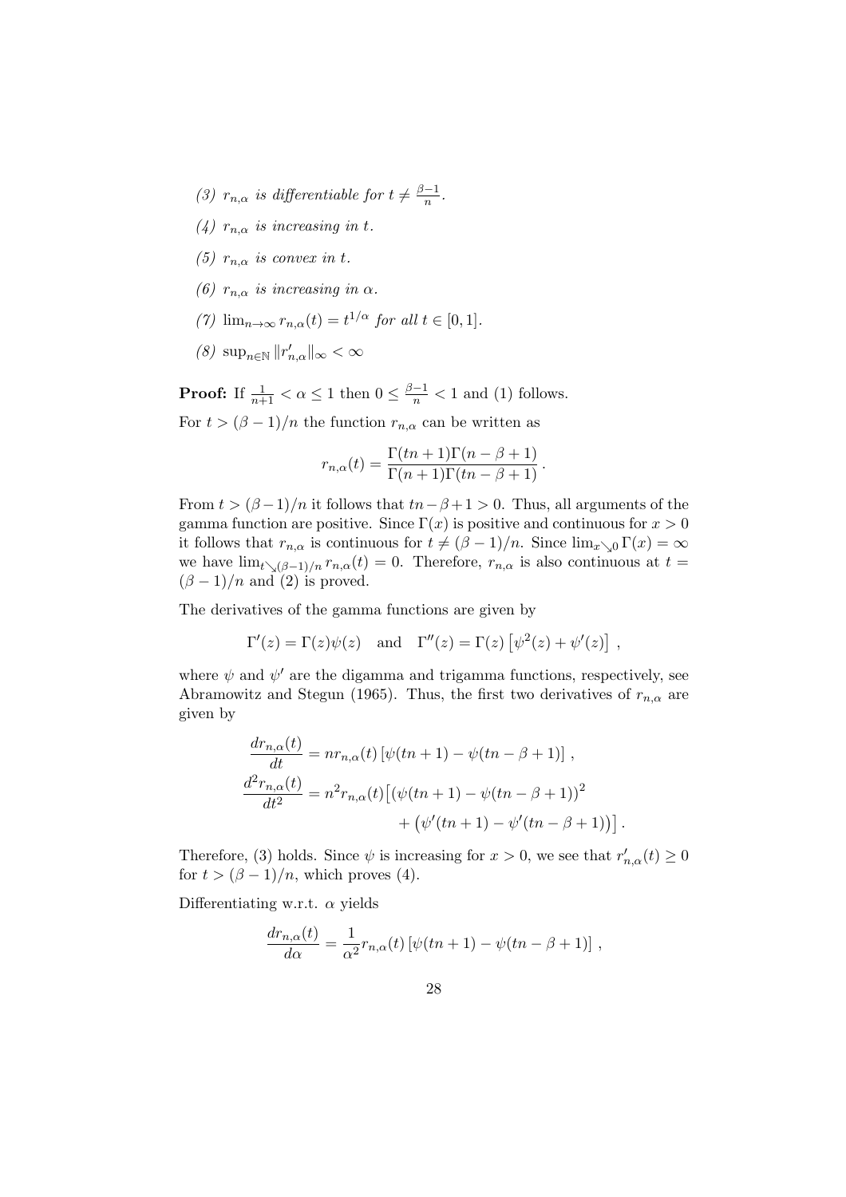*(3)* $r_{n,\alpha}$ *is differentiable for* $t \neq \frac{\beta-1}{n}$.

*(4)* $r_{n,\alpha}$ *is increasing in* $t$.

*(5)* $r_{n,\alpha}$ *is convex in* $t$.

*(6)* $r_{n,\alpha}$ *is increasing in* $\alpha$.

*(7)* $\lim_{n\to\infty} r_{n,\alpha}(t) = t^{1/\alpha}$ *for all* $t \in [0,1]$.

*(8)* $\sup_{n\in\mathbb{N}} \|r'_{n,\alpha}\|_\infty < \infty$

**Proof:** If $\frac{1}{n+1} < \alpha \leq 1$ then $0 \leq \frac{\beta-1}{n} < 1$ and (1) follows.

For $t > (\beta-1)/n$ the function $r_{n,\alpha}$ can be written as

$$r_{n,\alpha}(t) = \frac{\Gamma(tn+1)\Gamma(n-\beta+1)}{\Gamma(n+1)\Gamma(tn-\beta+1)}.$$

From $t > (\beta-1)/n$ it follows that $tn-\beta+1 > 0$. Thus, all arguments of the gamma function are positive. Since $\Gamma(x)$ is positive and continuous for $x > 0$ it follows that $r_{n,\alpha}$ is continuous for $t \neq (\beta-1)/n$. Since $\lim_{x\searrow 0}\Gamma(x) = \infty$ we have $\lim_{t\searrow(\beta-1)/n} r_{n,\alpha}(t) = 0$. Therefore, $r_{n,\alpha}$ is also continuous at $t = (\beta-1)/n$ and (2) is proved.

The derivatives of the gamma functions are given by

$$\Gamma'(z) = \Gamma(z)\psi(z) \quad \text{and} \quad \Gamma''(z) = \Gamma(z)\left[\psi^2(z) + \psi'(z)\right],$$

where $\psi$ and $\psi'$ are the digamma and trigamma functions, respectively, see Abramowitz and Stegun (1965). Thus, the first two derivatives of $r_{n,\alpha}$ are given by

$$\begin{aligned}
\frac{dr_{n,\alpha}(t)}{dt} &= nr_{n,\alpha}(t)\left[\psi(tn+1) - \psi(tn-\beta+1)\right], \\
\frac{d^2r_{n,\alpha}(t)}{dt^2} &= n^2 r_{n,\alpha}(t)\big[(\psi(tn+1) - \psi(tn-\beta+1))^2 \\
&\qquad + \left(\psi'(tn+1) - \psi'(tn-\beta+1)\right)\big].
\end{aligned}$$

Therefore, (3) holds. Since $\psi$ is increasing for $x > 0$, we see that $r'_{n,\alpha}(t) \geq 0$ for $t > (\beta-1)/n$, which proves (4).

Differentiating w.r.t. $\alpha$ yields

$$\frac{dr_{n,\alpha}(t)}{d\alpha} = \frac{1}{\alpha^2} r_{n,\alpha}(t)\left[\psi(tn+1) - \psi(tn-\beta+1)\right],$$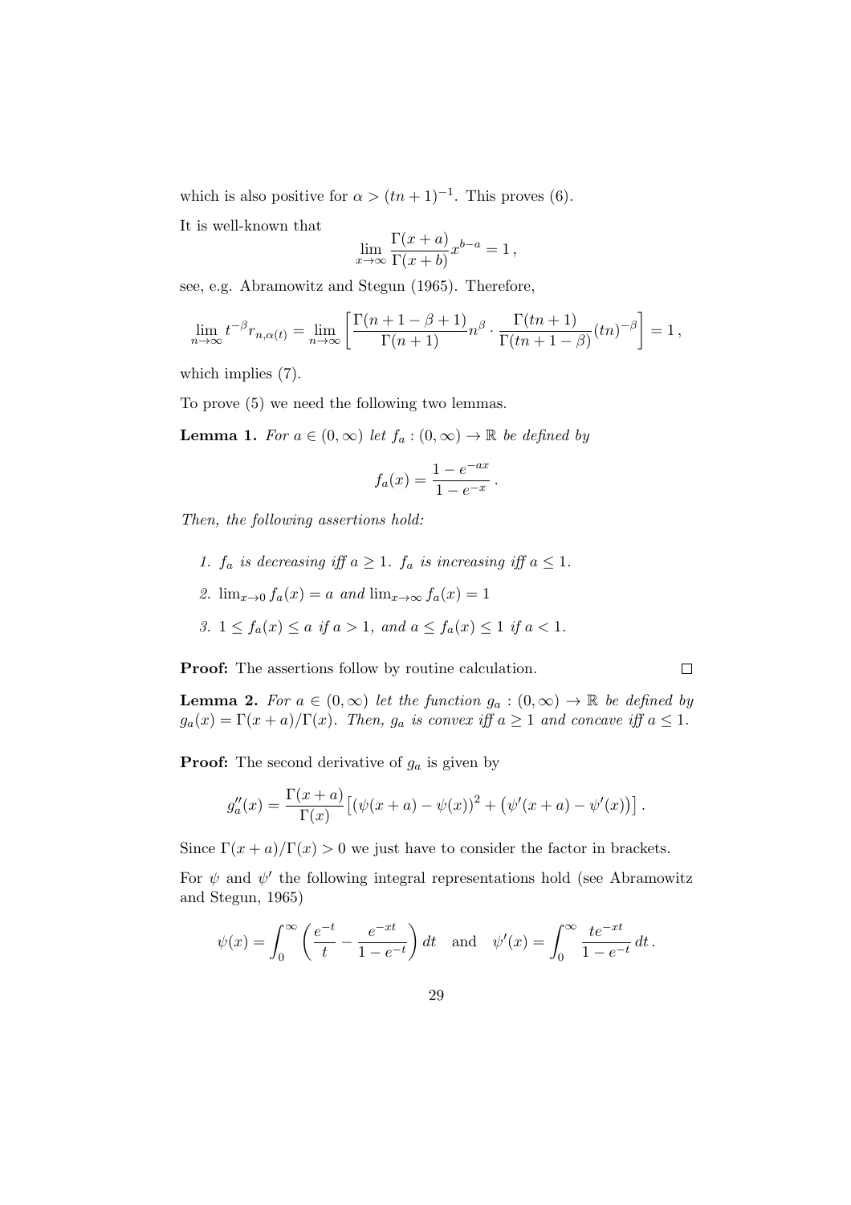which is also positive for $\alpha > (tn+1)^{-1}$. This proves (6).

It is well-known that

$$\lim_{x\to\infty} \frac{\Gamma(x+a)}{\Gamma(x+b)} x^{b-a} = 1\,,$$

see, e.g. Abramowitz and Stegun (1965). Therefore,

$$\lim_{n\to\infty} t^{-\beta} r_{n,\alpha(t)} = \lim_{n\to\infty} \left[ \frac{\Gamma(n+1-\beta+1)}{\Gamma(n+1)} n^{\beta} \cdot \frac{\Gamma(tn+1)}{\Gamma(tn+1-\beta)} (tn)^{-\beta} \right] = 1\,,$$

which implies (7).

To prove (5) we need the following two lemmas.

**Lemma 1.** *For $a \in (0,\infty)$ let $f_a : (0,\infty) \to \mathbb{R}$ be defined by*

$$f_a(x) = \frac{1-e^{-ax}}{1-e^{-x}}\,.$$

*Then, the following assertions hold:*

1. *$f_a$ is decreasing iff $a \geq 1$. $f_a$ is increasing iff $a \leq 1$.*
2. *$\lim_{x\to 0} f_a(x) = a$ and $\lim_{x\to\infty} f_a(x) = 1$*
3. *$1 \leq f_a(x) \leq a$ if $a > 1$, and $a \leq f_a(x) \leq 1$ if $a < 1$.*

**Proof:** The assertions follow by routine calculation. □

**Lemma 2.** *For $a \in (0,\infty)$ let the function $g_a : (0,\infty) \to \mathbb{R}$ be defined by $g_a(x) = \Gamma(x+a)/\Gamma(x)$. Then, $g_a$ is convex iff $a \geq 1$ and concave iff $a \leq 1$.*

**Proof:** The second derivative of $g_a$ is given by

$$g_a''(x) = \frac{\Gamma(x+a)}{\Gamma(x)} \left[ \left(\psi(x+a) - \psi(x)\right)^2 + \left(\psi'(x+a) - \psi'(x)\right) \right].$$

Since $\Gamma(x+a)/\Gamma(x) > 0$ we just have to consider the factor in brackets.

For $\psi$ and $\psi'$ the following integral representations hold (see Abramowitz and Stegun, 1965)

$$\psi(x) = \int_0^\infty \left( \frac{e^{-t}}{t} - \frac{e^{-xt}}{1-e^{-t}} \right) dt \quad \text{and} \quad \psi'(x) = \int_0^\infty \frac{te^{-xt}}{1-e^{-t}}\, dt\,.$$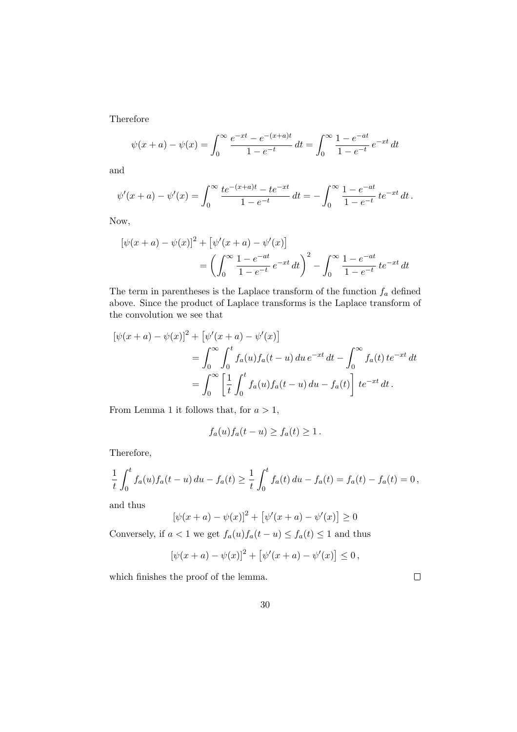Therefore

$$\psi(x+a) - \psi(x) = \int_0^\infty \frac{e^{-xt} - e^{-(x+a)t}}{1 - e^{-t}}\, dt = \int_0^\infty \frac{1 - e^{-at}}{1 - e^{-t}}\, e^{-xt}\, dt$$

and

$$\psi'(x+a) - \psi'(x) = \int_0^\infty \frac{te^{-(x+a)t} - te^{-xt}}{1 - e^{-t}}\, dt = -\int_0^\infty \frac{1 - e^{-at}}{1 - e^{-t}}\, te^{-xt}\, dt\,.$$

Now,

$$\begin{aligned}
\left[\psi(x+a) - \psi(x)\right]^2 + \left[\psi'(x+a) - \psi'(x)\right] \\
= \left(\int_0^\infty \frac{1 - e^{-at}}{1 - e^{-t}}\, e^{-xt}\, dt\right)^2 - \int_0^\infty \frac{1 - e^{-at}}{1 - e^{-t}}\, te^{-xt}\, dt
\end{aligned}$$

The term in parentheses is the Laplace transform of the function $f_a$ defined above. Since the product of Laplace transforms is the Laplace transform of the convolution we see that

$$\begin{aligned}
&\left[\psi(x+a) - \psi(x)\right]^2 + \left[\psi'(x+a) - \psi'(x)\right] \\
&\qquad = \int_0^\infty \int_0^t f_a(u) f_a(t-u)\, du\, e^{-xt}\, dt - \int_0^\infty f_a(t)\, te^{-xt}\, dt \\
&\qquad = \int_0^\infty \left[\frac{1}{t}\int_0^t f_a(u) f_a(t-u)\, du - f_a(t)\right] te^{-xt}\, dt\,.
\end{aligned}$$

From Lemma 1 it follows that, for $a > 1$,

$$f_a(u) f_a(t-u) \geq f_a(t) \geq 1\,.$$

Therefore,

$$\frac{1}{t}\int_0^t f_a(u) f_a(t-u)\, du - f_a(t) \geq \frac{1}{t}\int_0^t f_a(t)\, du - f_a(t) = f_a(t) - f_a(t) = 0\,,$$

and thus

$$\left[\psi(x+a) - \psi(x)\right]^2 + \left[\psi'(x+a) - \psi'(x)\right] \geq 0$$

Conversely, if $a < 1$ we get $f_a(u) f_a(t-u) \leq f_a(t) \leq 1$ and thus

$$\left[\psi(x+a) - \psi(x)\right]^2 + \left[\psi'(x+a) - \psi'(x)\right] \leq 0\,,$$

which finishes the proof of the lemma. $\square$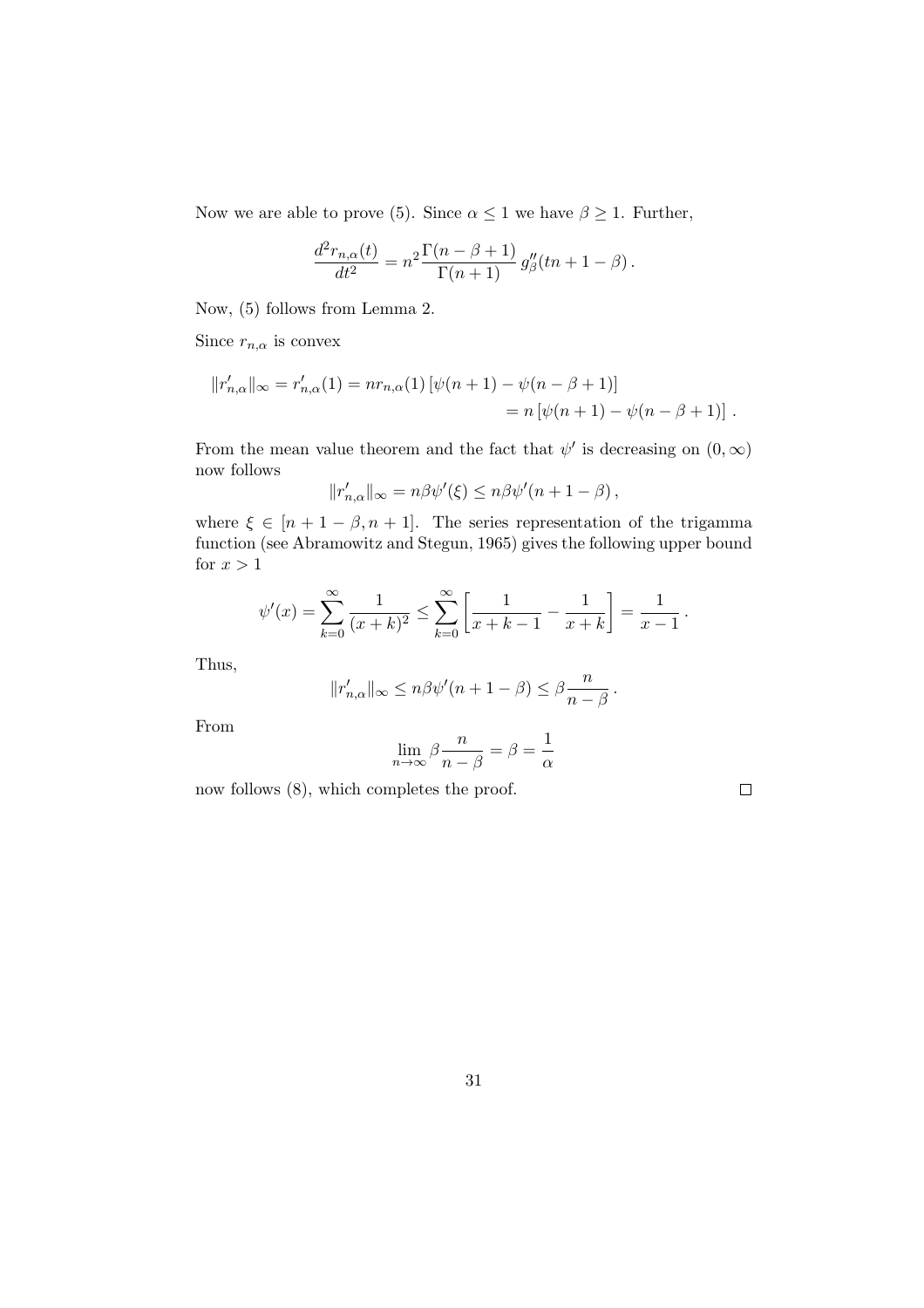Now we are able to prove (5). Since $\alpha \leq 1$ we have $\beta \geq 1$. Further,

$$\frac{d^2 r_{n,\alpha}(t)}{dt^2} = n^2 \frac{\Gamma(n-\beta+1)}{\Gamma(n+1)} \, g''_\beta(tn+1-\beta) \, .$$

Now, (5) follows from Lemma 2.

Since $r_{n,\alpha}$ is convex

$$\begin{aligned}
\|r'_{n,\alpha}\|_\infty = r'_{n,\alpha}(1) = n r_{n,\alpha}(1) \left[\psi(n+1) - \psi(n-\beta+1)\right] \\
= n \left[\psi(n+1) - \psi(n-\beta+1)\right] \, .
\end{aligned}$$

From the mean value theorem and the fact that $\psi'$ is decreasing on $(0, \infty)$ now follows

$$\|r'_{n,\alpha}\|_\infty = n\beta\psi'(\xi) \leq n\beta\psi'(n+1-\beta) \, ,$$

where $\xi \in [n+1-\beta, n+1]$. The series representation of the trigamma function (see Abramowitz and Stegun, 1965) gives the following upper bound for $x > 1$

$$\psi'(x) = \sum_{k=0}^{\infty} \frac{1}{(x+k)^2} \leq \sum_{k=0}^{\infty} \left[ \frac{1}{x+k-1} - \frac{1}{x+k} \right] = \frac{1}{x-1} \, .$$

Thus,

$$\|r'_{n,\alpha}\|_\infty \leq n\beta\psi'(n+1-\beta) \leq \beta \frac{n}{n-\beta} \, .$$

From

$$\lim_{n \to \infty} \beta \frac{n}{n-\beta} = \beta = \frac{1}{\alpha}$$

now follows (8), which completes the proof. □